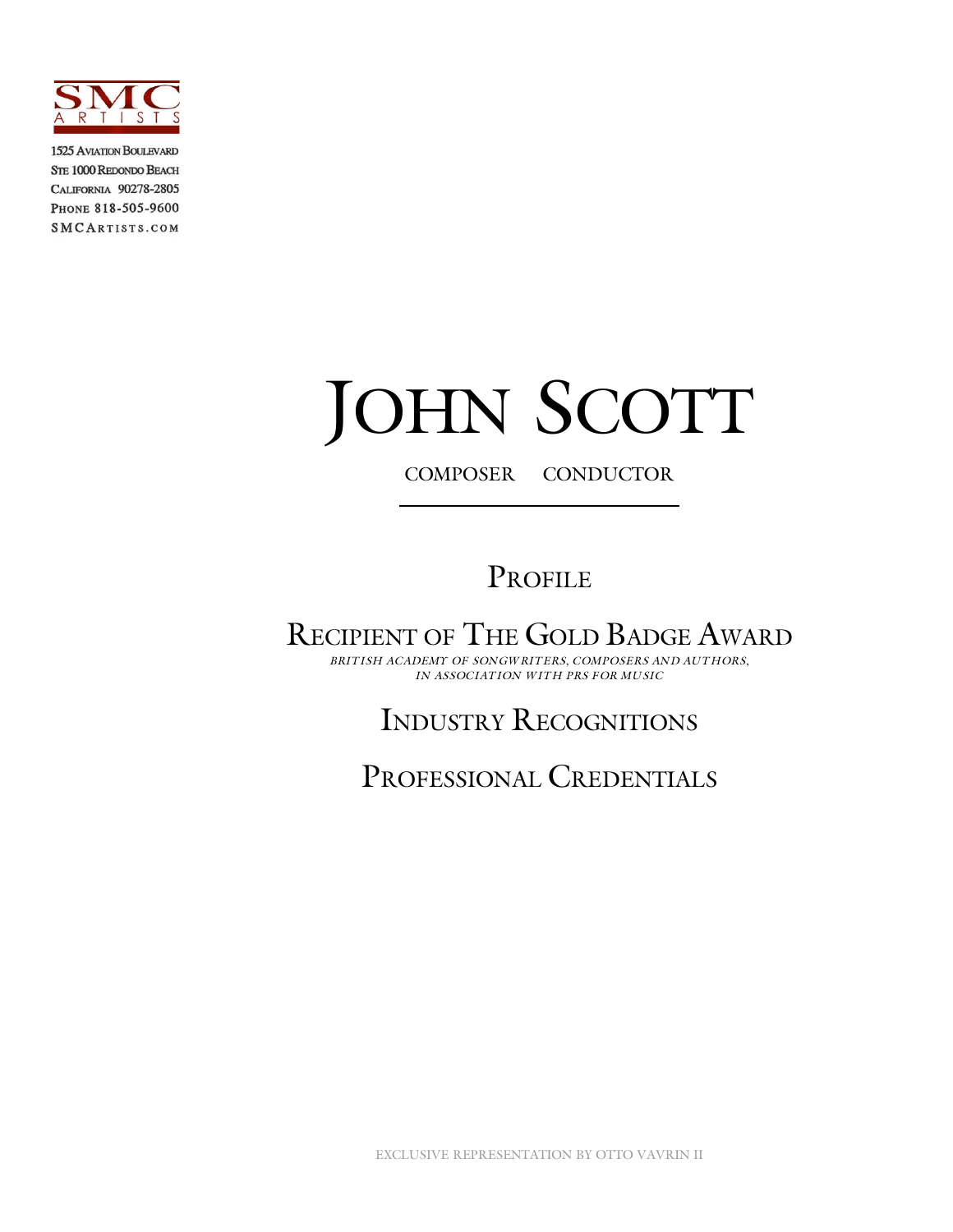SMC ARTISTS

1525 Aviation Boulevard
Ste 1000 Redondo Beach
California 90278-2805
Phone 818-505-9600
SMCArtists.com

# John Scott

COMPOSER CONDUCTOR

## Profile

## Recipient of The Gold Badge Award

*BRITISH ACADEMY OF SONGWRITERS, COMPOSERS AND AUTHORS, IN ASSOCIATION WITH PRS FOR MUSIC*

## Industry Recognitions

## Professional Credentials

EXCLUSIVE REPRESENTATION BY OTTO VAVRIN II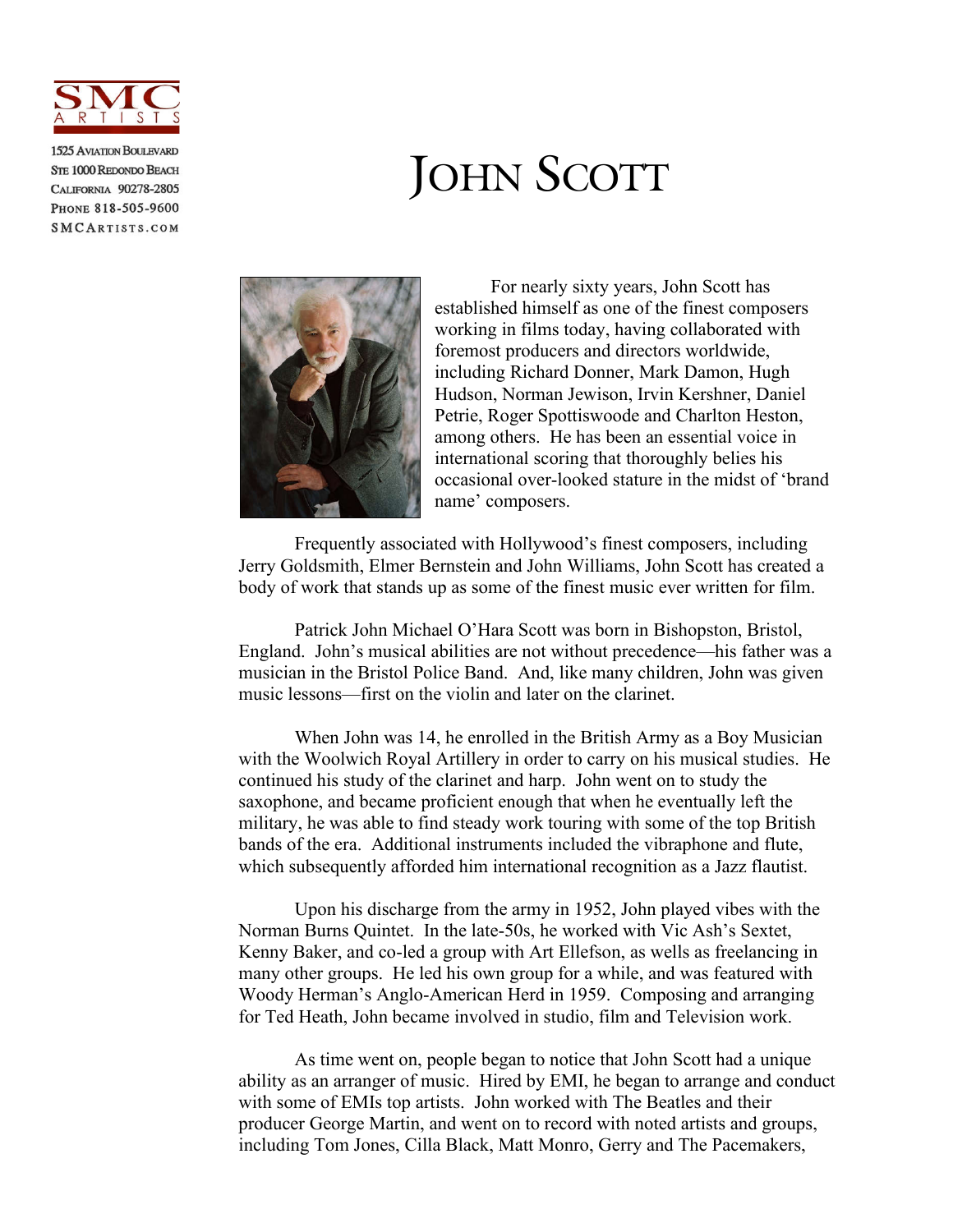SMC ARTISTS

1525 Aviation Boulevard
Ste 1000 Redondo Beach
California 90278-2805
Phone 818-505-9600
SMCArtists.com

# John Scott

For nearly sixty years, John Scott has established himself as one of the finest composers working in films today, having collaborated with foremost producers and directors worldwide, including Richard Donner, Mark Damon, Hugh Hudson, Norman Jewison, Irvin Kershner, Daniel Petrie, Roger Spottiswoode and Charlton Heston, among others. He has been an essential voice in international scoring that thoroughly belies his occasional over-looked stature in the midst of 'brand name' composers.

Frequently associated with Hollywood's finest composers, including Jerry Goldsmith, Elmer Bernstein and John Williams, John Scott has created a body of work that stands up as some of the finest music ever written for film.

Patrick John Michael O'Hara Scott was born in Bishopston, Bristol, England. John's musical abilities are not without precedence—his father was a musician in the Bristol Police Band. And, like many children, John was given music lessons—first on the violin and later on the clarinet.

When John was 14, he enrolled in the British Army as a Boy Musician with the Woolwich Royal Artillery in order to carry on his musical studies. He continued his study of the clarinet and harp. John went on to study the saxophone, and became proficient enough that when he eventually left the military, he was able to find steady work touring with some of the top British bands of the era. Additional instruments included the vibraphone and flute, which subsequently afforded him international recognition as a Jazz flautist.

Upon his discharge from the army in 1952, John played vibes with the Norman Burns Quintet. In the late-50s, he worked with Vic Ash's Sextet, Kenny Baker, and co-led a group with Art Ellefson, as wells as freelancing in many other groups. He led his own group for a while, and was featured with Woody Herman's Anglo-American Herd in 1959. Composing and arranging for Ted Heath, John became involved in studio, film and Television work.

As time went on, people began to notice that John Scott had a unique ability as an arranger of music. Hired by EMI, he began to arrange and conduct with some of EMIs top artists. John worked with The Beatles and their producer George Martin, and went on to record with noted artists and groups, including Tom Jones, Cilla Black, Matt Monro, Gerry and The Pacemakers,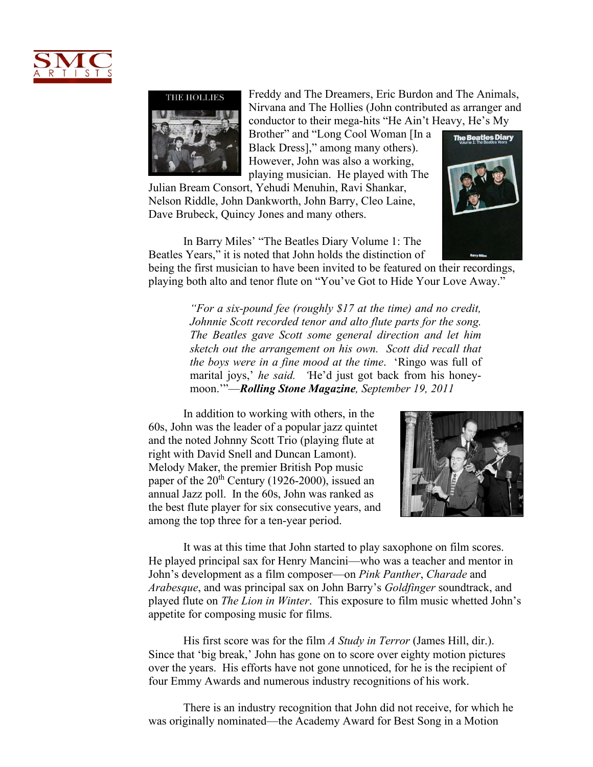Freddy and The Dreamers, Eric Burdon and The Animals, Nirvana and The Hollies (John contributed as arranger and conductor to their mega-hits "He Ain't Heavy, He's My Brother" and "Long Cool Woman [In a Black Dress]," among many others). However, John was also a working, playing musician. He played with The Julian Bream Consort, Yehudi Menuhin, Ravi Shankar, Nelson Riddle, John Dankworth, John Barry, Cleo Laine, Dave Brubeck, Quincy Jones and many others.

In Barry Miles' "The Beatles Diary Volume 1: The Beatles Years," it is noted that John holds the distinction of being the first musician to have been invited to be featured on their recordings, playing both alto and tenor flute on "You've Got to Hide Your Love Away."

> *"For a six-pound fee (roughly $17 at the time) and no credit, Johnnie Scott recorded tenor and alto flute parts for the song. The Beatles gave Scott some general direction and let him sketch out the arrangement on his own. Scott did recall that the boys were in a fine mood at the time.* 'Ringo was full of marital joys,' *he said.* 'He'd just got back from his honeymoon.'"—***Rolling Stone Magazine**, September 19, 2011*

In addition to working with others, in the 60s, John was the leader of a popular jazz quintet and the noted Johnny Scott Trio (playing flute at right with David Snell and Duncan Lamont). Melody Maker, the premier British Pop music paper of the 20th Century (1926-2000), issued an annual Jazz poll. In the 60s, John was ranked as the best flute player for six consecutive years, and among the top three for a ten-year period.

It was at this time that John started to play saxophone on film scores. He played principal sax for Henry Mancini—who was a teacher and mentor in John's development as a film composer—on *Pink Panther*, *Charade* and *Arabesque*, and was principal sax on John Barry's *Goldfinger* soundtrack, and played flute on *The Lion in Winter*. This exposure to film music whetted John's appetite for composing music for films.

His first score was for the film *A Study in Terror* (James Hill, dir.). Since that 'big break,' John has gone on to score over eighty motion pictures over the years. His efforts have not gone unnoticed, for he is the recipient of four Emmy Awards and numerous industry recognitions of his work.

There is an industry recognition that John did not receive, for which he was originally nominated—the Academy Award for Best Song in a Motion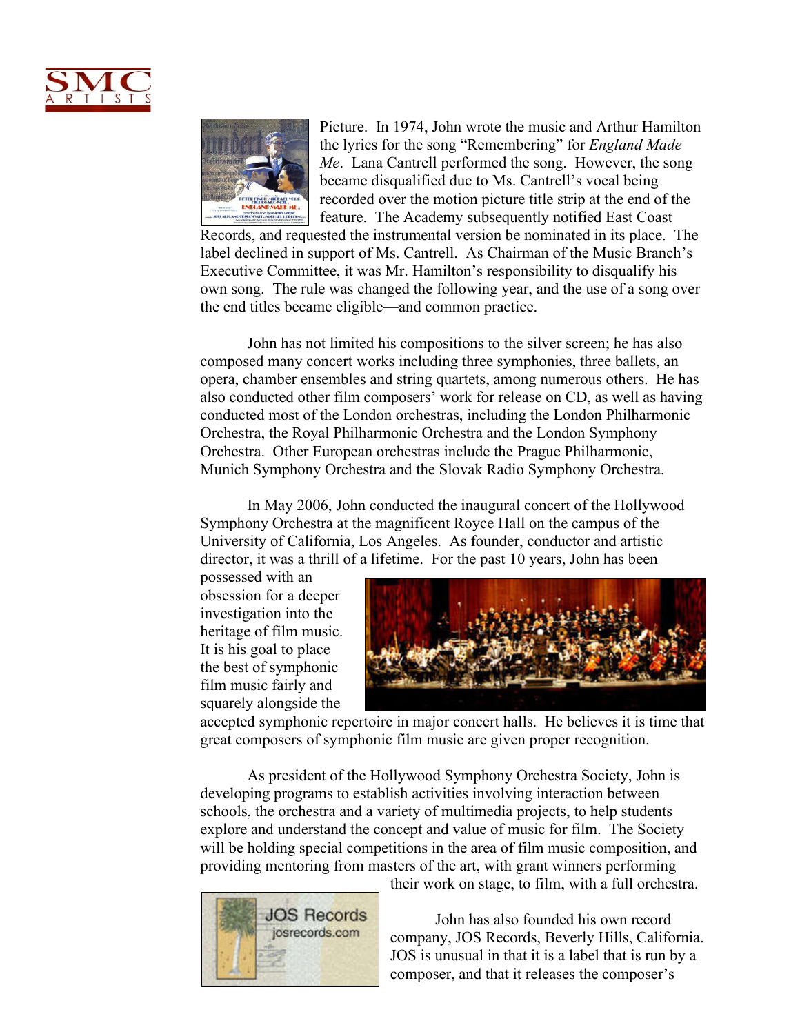Picture. In 1974, John wrote the music and Arthur Hamilton the lyrics for the song "Remembering" for *England Made Me*. Lana Cantrell performed the song. However, the song became disqualified due to Ms. Cantrell's vocal being recorded over the motion picture title strip at the end of the feature. The Academy subsequently notified East Coast Records, and requested the instrumental version be nominated in its place. The label declined in support of Ms. Cantrell. As Chairman of the Music Branch's Executive Committee, it was Mr. Hamilton's responsibility to disqualify his own song. The rule was changed the following year, and the use of a song over the end titles became eligible—and common practice.

John has not limited his compositions to the silver screen; he has also composed many concert works including three symphonies, three ballets, an opera, chamber ensembles and string quartets, among numerous others. He has also conducted other film composers' work for release on CD, as well as having conducted most of the London orchestras, including the London Philharmonic Orchestra, the Royal Philharmonic Orchestra and the London Symphony Orchestra. Other European orchestras include the Prague Philharmonic, Munich Symphony Orchestra and the Slovak Radio Symphony Orchestra.

In May 2006, John conducted the inaugural concert of the Hollywood Symphony Orchestra at the magnificent Royce Hall on the campus of the University of California, Los Angeles. As founder, conductor and artistic director, it was a thrill of a lifetime. For the past 10 years, John has been possessed with an obsession for a deeper investigation into the heritage of film music. It is his goal to place the best of symphonic film music fairly and squarely alongside the accepted symphonic repertoire in major concert halls. He believes it is time that great composers of symphonic film music are given proper recognition.

As president of the Hollywood Symphony Orchestra Society, John is developing programs to establish activities involving interaction between schools, the orchestra and a variety of multimedia projects, to help students explore and understand the concept and value of music for film. The Society will be holding special competitions in the area of film music composition, and providing mentoring from masters of the art, with grant winners performing their work on stage, to film, with a full orchestra.

John has also founded his own record company, JOS Records, Beverly Hills, California. JOS is unusual in that it is a label that is run by a composer, and that it releases the composer's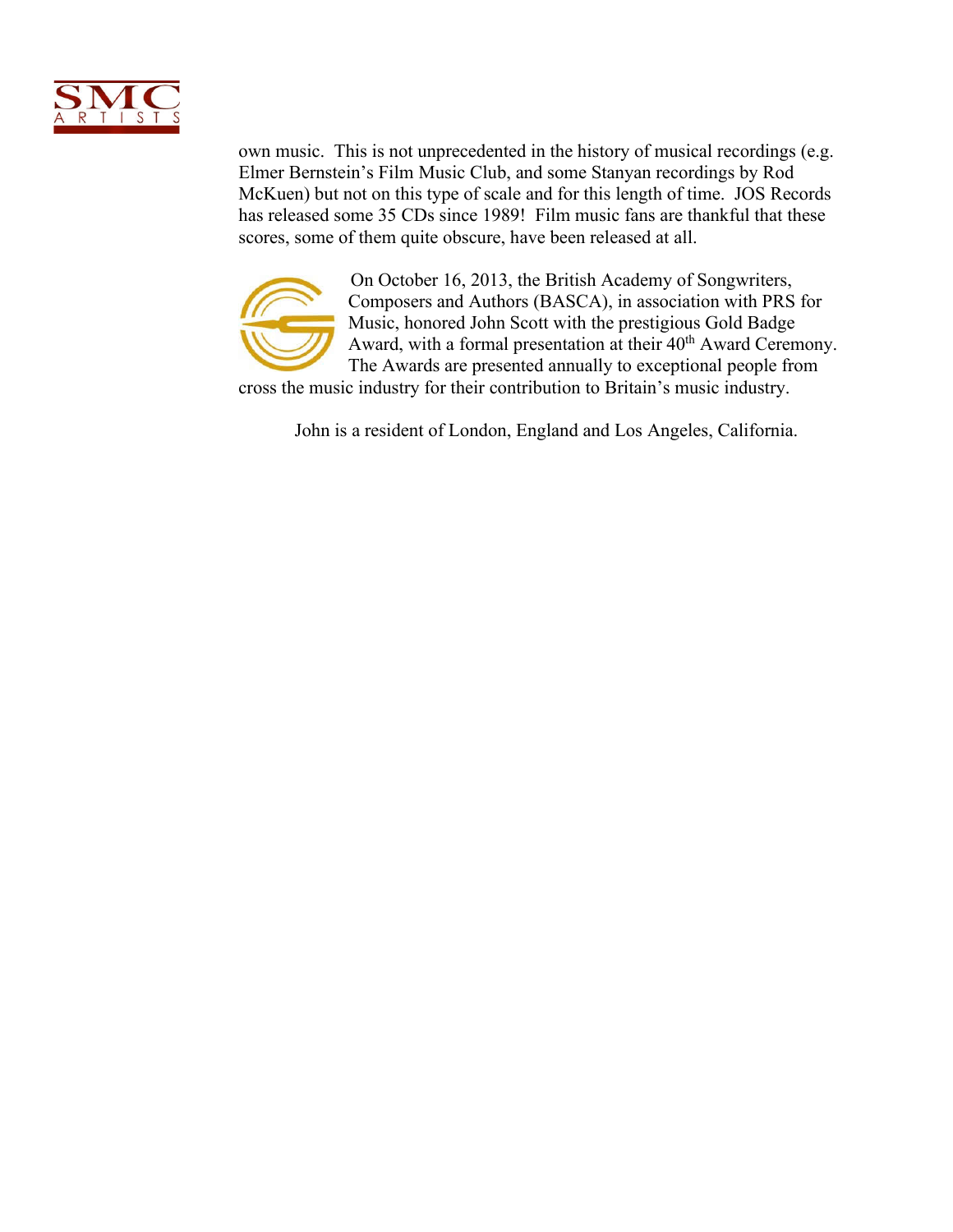own music. This is not unprecedented in the history of musical recordings (e.g. Elmer Bernstein's Film Music Club, and some Stanyan recordings by Rod McKuen) but not on this type of scale and for this length of time. JOS Records has released some 35 CDs since 1989! Film music fans are thankful that these scores, some of them quite obscure, have been released at all.

On October 16, 2013, the British Academy of Songwriters, Composers and Authors (BASCA), in association with PRS for Music, honored John Scott with the prestigious Gold Badge Award, with a formal presentation at their 40th Award Ceremony. The Awards are presented annually to exceptional people from cross the music industry for their contribution to Britain's music industry.

John is a resident of London, England and Los Angeles, California.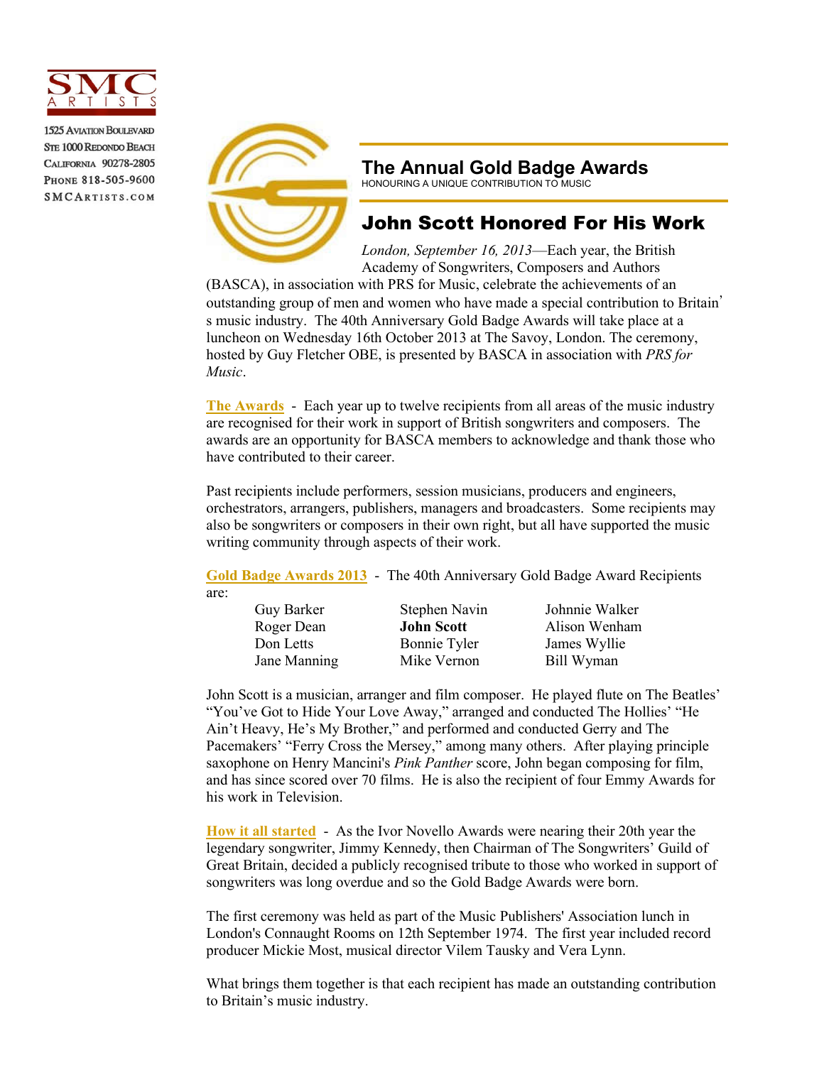SMC ARTISTS

1525 Aviation Boulevard
Ste 1000 Redondo Beach
California 90278-2805
Phone 818-505-9600
SMCArtists.com

## The Annual Gold Badge Awards

HONOURING A UNIQUE CONTRIBUTION TO MUSIC

# John Scott Honored For His Work

*London, September 16, 2013*—Each year, the British Academy of Songwriters, Composers and Authors (BASCA), in association with PRS for Music, celebrate the achievements of an outstanding group of men and women who have made a special contribution to Britain's music industry. The 40th Anniversary Gold Badge Awards will take place at a luncheon on Wednesday 16th October 2013 at The Savoy, London. The ceremony, hosted by Guy Fletcher OBE, is presented by BASCA in association with *PRS for Music*.

**The Awards** - Each year up to twelve recipients from all areas of the music industry are recognised for their work in support of British songwriters and composers. The awards are an opportunity for BASCA members to acknowledge and thank those who have contributed to their career.

Past recipients include performers, session musicians, producers and engineers, orchestrators, arrangers, publishers, managers and broadcasters. Some recipients may also be songwriters or composers in their own right, but all have supported the music writing community through aspects of their work.

**Gold Badge Awards 2013** - The 40th Anniversary Gold Badge Award Recipients are:

| | | |
|---|---|---|
| Guy Barker | Stephen Navin | Johnnie Walker |
| Roger Dean | **John Scott** | Alison Wenham |
| Don Letts | Bonnie Tyler | James Wyllie |
| Jane Manning | Mike Vernon | Bill Wyman |

John Scott is a musician, arranger and film composer. He played flute on The Beatles' "You've Got to Hide Your Love Away," arranged and conducted The Hollies' "He Ain't Heavy, He's My Brother," and performed and conducted Gerry and The Pacemakers' "Ferry Cross the Mersey," among many others. After playing principle saxophone on Henry Mancini's *Pink Panther* score, John began composing for film, and has since scored over 70 films. He is also the recipient of four Emmy Awards for his work in Television.

**How it all started** - As the Ivor Novello Awards were nearing their 20th year the legendary songwriter, Jimmy Kennedy, then Chairman of The Songwriters' Guild of Great Britain, decided a publicly recognised tribute to those who worked in support of songwriters was long overdue and so the Gold Badge Awards were born.

The first ceremony was held as part of the Music Publishers' Association lunch in London's Connaught Rooms on 12th September 1974. The first year included record producer Mickie Most, musical director Vilem Tausky and Vera Lynn.

What brings them together is that each recipient has made an outstanding contribution to Britain's music industry.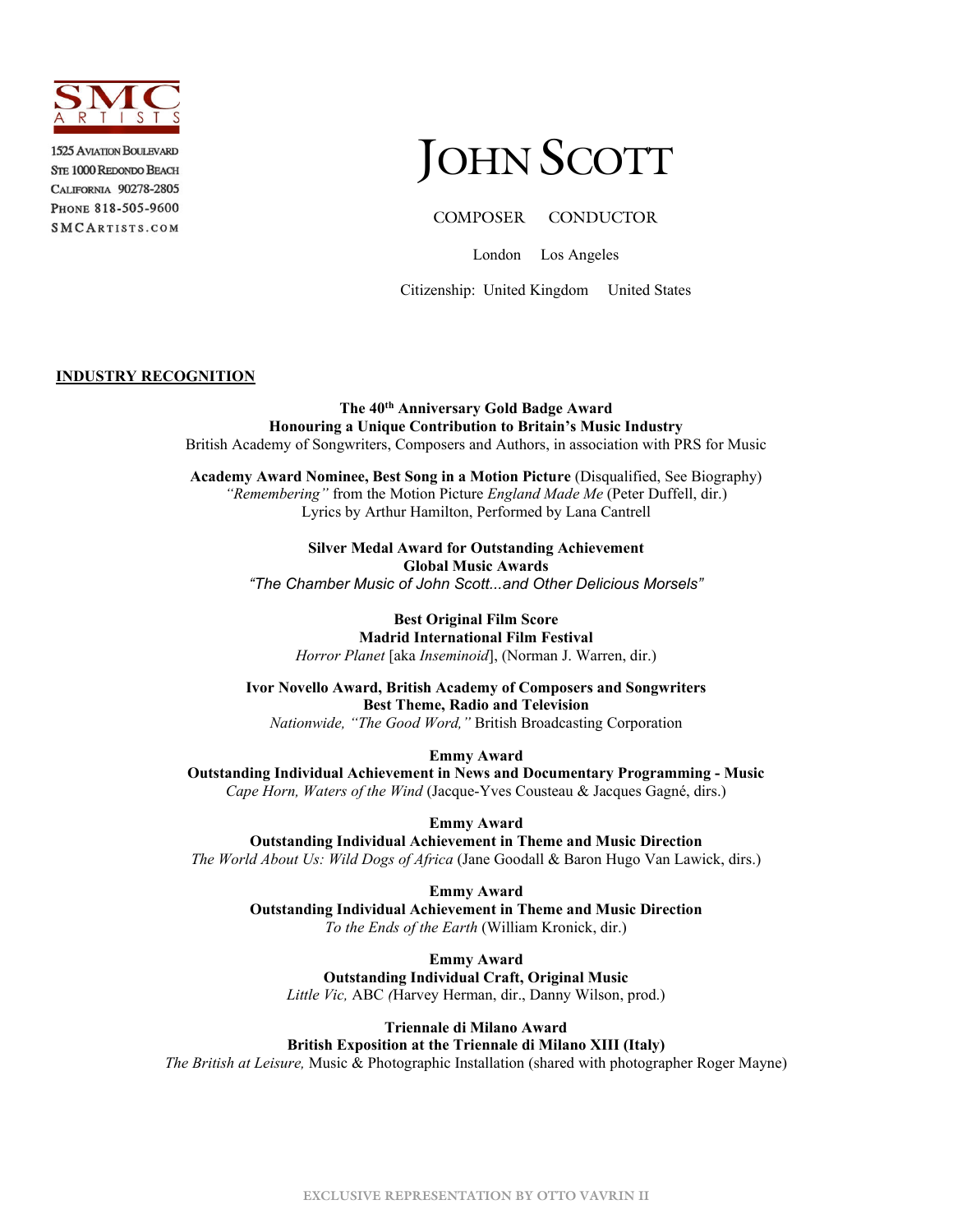SMC ARTISTS

1525 Aviation Boulevard
Ste 1000 Redondo Beach
California 90278-2805
Phone 818-505-9600
SMCArtists.com

# John Scott

COMPOSER CONDUCTOR

London Los Angeles

Citizenship: United Kingdom United States

## INDUSTRY RECOGNITION

**The 40th Anniversary Gold Badge Award**
**Honouring a Unique Contribution to Britain's Music Industry**
British Academy of Songwriters, Composers and Authors, in association with PRS for Music

**Academy Award Nominee, Best Song in a Motion Picture** (Disqualified, See Biography)
*"Remembering"* from the Motion Picture *England Made Me* (Peter Duffell, dir.)
Lyrics by Arthur Hamilton, Performed by Lana Cantrell

**Silver Medal Award for Outstanding Achievement**
**Global Music Awards**
*"The Chamber Music of John Scott...and Other Delicious Morsels"*

**Best Original Film Score**
**Madrid International Film Festival**
*Horror Planet* [aka *Inseminoid*], (Norman J. Warren, dir.)

**Ivor Novello Award, British Academy of Composers and Songwriters**
**Best Theme, Radio and Television**
*Nationwide, "The Good Word,"* British Broadcasting Corporation

**Emmy Award**
**Outstanding Individual Achievement in News and Documentary Programming - Music**
*Cape Horn, Waters of the Wind* (Jacque-Yves Cousteau & Jacques Gagné, dirs.)

**Emmy Award**
**Outstanding Individual Achievement in Theme and Music Direction**
*The World About Us: Wild Dogs of Africa* (Jane Goodall & Baron Hugo Van Lawick, dirs.)

**Emmy Award**
**Outstanding Individual Achievement in Theme and Music Direction**
*To the Ends of the Earth* (William Kronick, dir.)

**Emmy Award**
**Outstanding Individual Craft, Original Music**
*Little Vic,* ABC *(*Harvey Herman, dir., Danny Wilson, prod.)

**Triennale di Milano Award**
**British Exposition at the Triennale di Milano XIII (Italy)**
*The British at Leisure,* Music & Photographic Installation (shared with photographer Roger Mayne)

EXCLUSIVE REPRESENTATION BY OTTO VAVRIN II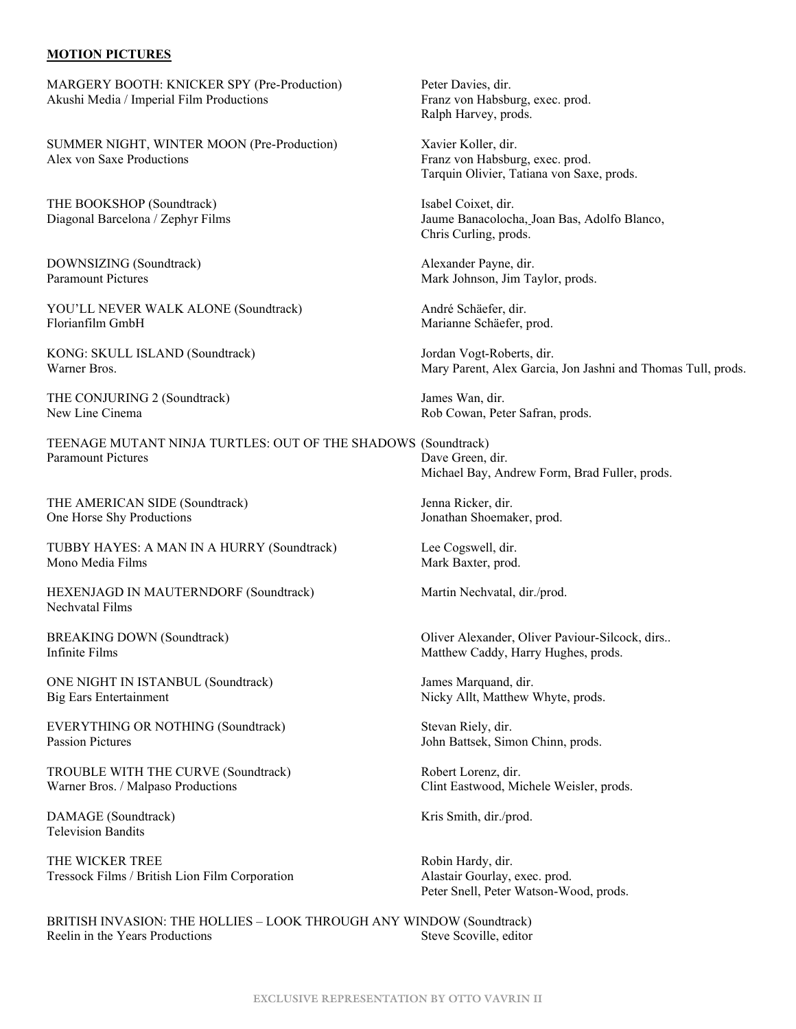**MOTION PICTURES**

MARGERY BOOTH: KNICKER SPY (Pre-Production)
Akushi Media / Imperial Film Productions
Peter Davies, dir.
Franz von Habsburg, exec. prod.
Ralph Harvey, prods.

SUMMER NIGHT, WINTER MOON (Pre-Production)
Alex von Saxe Productions
Xavier Koller, dir.
Franz von Habsburg, exec. prod.
Tarquin Olivier, Tatiana von Saxe, prods.

THE BOOKSHOP (Soundtrack)
Diagonal Barcelona / Zephyr Films
Isabel Coixet, dir.
Jaume Banacolocha, Joan Bas, Adolfo Blanco,
Chris Curling, prods.

DOWNSIZING (Soundtrack)
Paramount Pictures
Alexander Payne, dir.
Mark Johnson, Jim Taylor, prods.

YOU'LL NEVER WALK ALONE (Soundtrack)
Florianfilm GmbH
André Schäefer, dir.
Marianne Schäefer, prod.

KONG: SKULL ISLAND (Soundtrack)
Warner Bros.
Jordan Vogt-Roberts, dir.
Mary Parent, Alex Garcia, Jon Jashni and Thomas Tull, prods.

THE CONJURING 2 (Soundtrack)
New Line Cinema
James Wan, dir.
Rob Cowan, Peter Safran, prods.

TEENAGE MUTANT NINJA TURTLES: OUT OF THE SHADOWS (Soundtrack)
Paramount Pictures
Dave Green, dir.
Michael Bay, Andrew Form, Brad Fuller, prods.

THE AMERICAN SIDE (Soundtrack)
One Horse Shy Productions
Jenna Ricker, dir.
Jonathan Shoemaker, prod.

TUBBY HAYES: A MAN IN A HURRY (Soundtrack)
Mono Media Films
Lee Cogswell, dir.
Mark Baxter, prod.

HEXENJAGD IN MAUTERNDORF (Soundtrack)
Nechvatal Films
Martin Nechvatal, dir./prod.

BREAKING DOWN (Soundtrack)
Infinite Films
Oliver Alexander, Oliver Paviour-Silcock, dirs..
Matthew Caddy, Harry Hughes, prods.

ONE NIGHT IN ISTANBUL (Soundtrack)
Big Ears Entertainment
James Marquand, dir.
Nicky Allt, Matthew Whyte, prods.

EVERYTHING OR NOTHING (Soundtrack)
Passion Pictures
Stevan Riely, dir.
John Battsek, Simon Chinn, prods.

TROUBLE WITH THE CURVE (Soundtrack)
Warner Bros. / Malpaso Productions
Robert Lorenz, dir.
Clint Eastwood, Michele Weisler, prods.

DAMAGE (Soundtrack)
Television Bandits
Kris Smith, dir./prod.

THE WICKER TREE
Tressock Films / British Lion Film Corporation
Robin Hardy, dir.
Alastair Gourlay, exec. prod.
Peter Snell, Peter Watson-Wood, prods.

BRITISH INVASION: THE HOLLIES – LOOK THROUGH ANY WINDOW (Soundtrack)
Reelin in the Years Productions
Steve Scoville, editor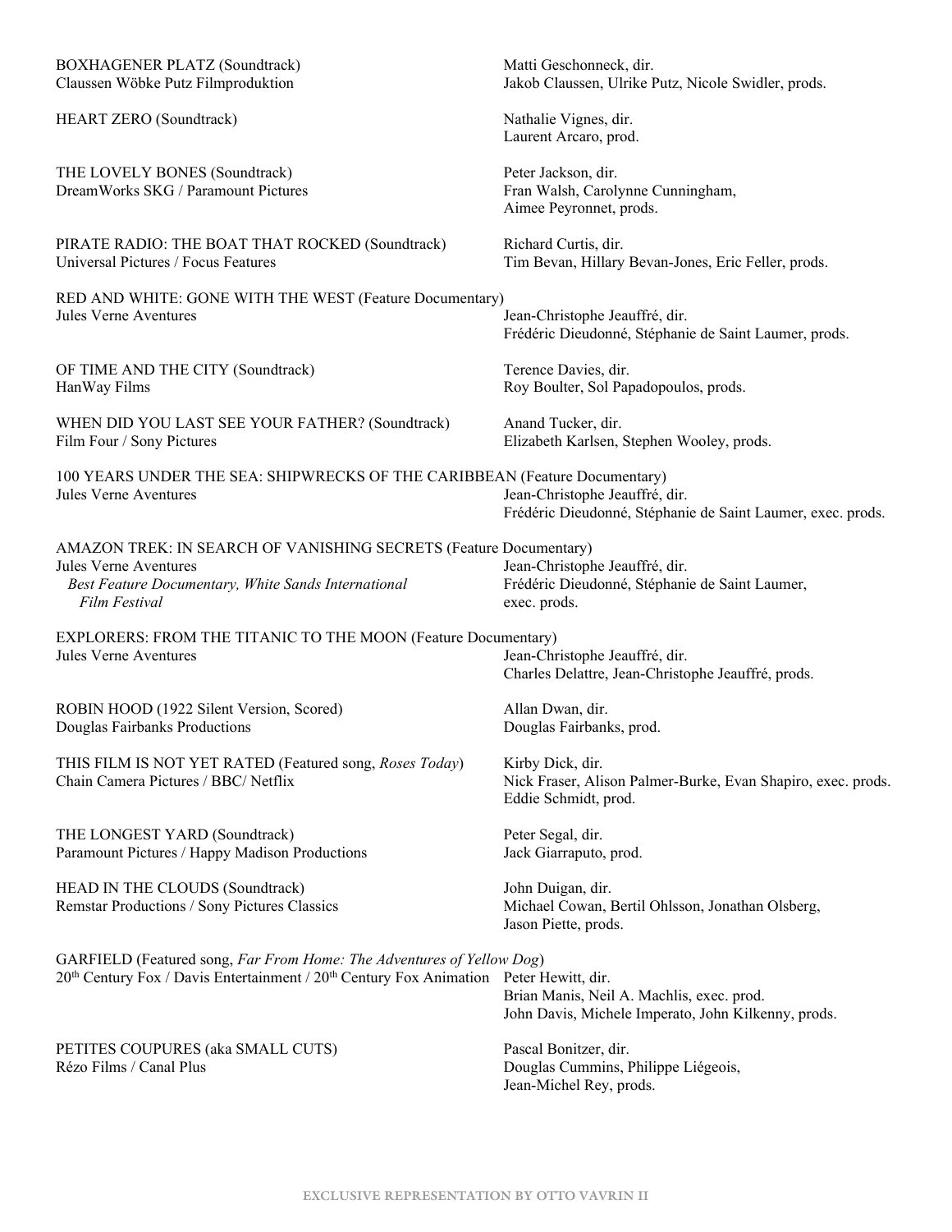BOXHAGENER PLATZ (Soundtrack)
Claussen Wöbke Putz Filmproduktion

Matti Geschonneck, dir.
Jakob Claussen, Ulrike Putz, Nicole Swidler, prods.

HEART ZERO (Soundtrack)

Nathalie Vignes, dir.
Laurent Arcaro, prod.

THE LOVELY BONES (Soundtrack)
DreamWorks SKG / Paramount Pictures

Peter Jackson, dir.
Fran Walsh, Carolynne Cunningham,
Aimee Peyronnet, prods.

PIRATE RADIO: THE BOAT THAT ROCKED (Soundtrack)
Universal Pictures / Focus Features

Richard Curtis, dir.
Tim Bevan, Hillary Bevan-Jones, Eric Feller, prods.

RED AND WHITE: GONE WITH THE WEST (Feature Documentary)
Jules Verne Aventures

Jean-Christophe Jeauffré, dir.
Frédéric Dieudonné, Stéphanie de Saint Laumer, prods.

OF TIME AND THE CITY (Soundtrack)
HanWay Films

Terence Davies, dir.
Roy Boulter, Sol Papadopoulos, prods.

WHEN DID YOU LAST SEE YOUR FATHER? (Soundtrack)
Film Four / Sony Pictures

Anand Tucker, dir.
Elizabeth Karlsen, Stephen Wooley, prods.

100 YEARS UNDER THE SEA: SHIPWRECKS OF THE CARIBBEAN (Feature Documentary)
Jules Verne Aventures

Jean-Christophe Jeauffré, dir.
Frédéric Dieudonné, Stéphanie de Saint Laumer, exec. prods.

AMAZON TREK: IN SEARCH OF VANISHING SECRETS (Feature Documentary)
Jules Verne Aventures
*Best Feature Documentary, White Sands International Film Festival*

Jean-Christophe Jeauffré, dir.
Frédéric Dieudonné, Stéphanie de Saint Laumer, exec. prods.

EXPLORERS: FROM THE TITANIC TO THE MOON (Feature Documentary)
Jules Verne Aventures

Jean-Christophe Jeauffré, dir.
Charles Delattre, Jean-Christophe Jeauffré, prods.

ROBIN HOOD (1922 Silent Version, Scored)
Douglas Fairbanks Productions

Allan Dwan, dir.
Douglas Fairbanks, prod.

THIS FILM IS NOT YET RATED (Featured song, *Roses Today*)
Chain Camera Pictures / BBC/ Netflix

Kirby Dick, dir.
Nick Fraser, Alison Palmer-Burke, Evan Shapiro, exec. prods.
Eddie Schmidt, prod.

THE LONGEST YARD (Soundtrack)
Paramount Pictures / Happy Madison Productions

Peter Segal, dir.
Jack Giarraputo, prod.

HEAD IN THE CLOUDS (Soundtrack)
Remstar Productions / Sony Pictures Classics

John Duigan, dir.
Michael Cowan, Bertil Ohlsson, Jonathan Olsberg,
Jason Piette, prods.

GARFIELD (Featured song, *Far From Home: The Adventures of Yellow Dog*)
20th Century Fox / Davis Entertainment / 20th Century Fox Animation

Peter Hewitt, dir.
Brian Manis, Neil A. Machlis, exec. prod.
John Davis, Michele Imperato, John Kilkenny, prods.

PETITES COUPURES (aka SMALL CUTS)
Rézo Films / Canal Plus

Pascal Bonitzer, dir.
Douglas Cummins, Philippe Liégeois,
Jean-Michel Rey, prods.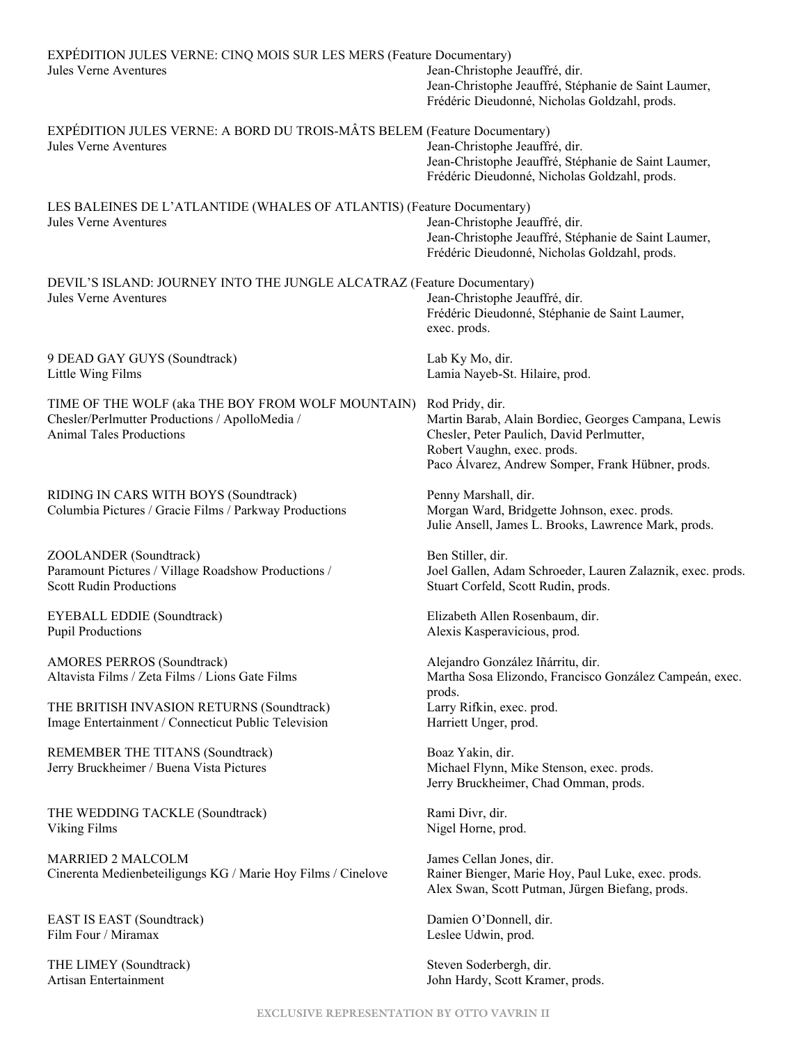EXPÉDITION JULES VERNE: CINQ MOIS SUR LES MERS (Feature Documentary)
Jules Verne Aventures
Jean-Christophe Jeauffré, dir.
Jean-Christophe Jeauffré, Stéphanie de Saint Laumer, Frédéric Dieudonné, Nicholas Goldzahl, prods.

EXPÉDITION JULES VERNE: A BORD DU TROIS-MÂTS BELEM (Feature Documentary)
Jules Verne Aventures
Jean-Christophe Jeauffré, dir.
Jean-Christophe Jeauffré, Stéphanie de Saint Laumer, Frédéric Dieudonné, Nicholas Goldzahl, prods.

LES BALEINES DE L'ATLANTIDE (WHALES OF ATLANTIS) (Feature Documentary)
Jules Verne Aventures
Jean-Christophe Jeauffré, dir.
Jean-Christophe Jeauffré, Stéphanie de Saint Laumer, Frédéric Dieudonné, Nicholas Goldzahl, prods.

DEVIL'S ISLAND: JOURNEY INTO THE JUNGLE ALCATRAZ (Feature Documentary)
Jules Verne Aventures
Jean-Christophe Jeauffré, dir.
Frédéric Dieudonné, Stéphanie de Saint Laumer, exec. prods.

9 DEAD GAY GUYS (Soundtrack)
Little Wing Films
Lab Ky Mo, dir.
Lamia Nayeb-St. Hilaire, prod.

TIME OF THE WOLF (aka THE BOY FROM WOLF MOUNTAIN)
Chesler/Perlmutter Productions / ApolloMedia / Animal Tales Productions
Rod Pridy, dir.
Martin Barab, Alain Bordiec, Georges Campana, Lewis Chesler, Peter Paulich, David Perlmutter, Robert Vaughn, exec. prods.
Paco Álvarez, Andrew Somper, Frank Hübner, prods.

RIDING IN CARS WITH BOYS (Soundtrack)
Columbia Pictures / Gracie Films / Parkway Productions
Penny Marshall, dir.
Morgan Ward, Bridgette Johnson, exec. prods.
Julie Ansell, James L. Brooks, Lawrence Mark, prods.

ZOOLANDER (Soundtrack)
Paramount Pictures / Village Roadshow Productions / Scott Rudin Productions
Ben Stiller, dir.
Joel Gallen, Adam Schroeder, Lauren Zalaznik, exec. prods.
Stuart Corfeld, Scott Rudin, prods.

EYEBALL EDDIE (Soundtrack)
Pupil Productions
Elizabeth Allen Rosenbaum, dir.
Alexis Kasperavicious, prod.

AMORES PERROS (Soundtrack)
Altavista Films / Zeta Films / Lions Gate Films
Alejandro González Iñárritu, dir.
Martha Sosa Elizondo, Francisco González Campeán, exec. prods.

THE BRITISH INVASION RETURNS (Soundtrack)
Image Entertainment / Connecticut Public Television
Larry Rifkin, exec. prod.
Harriett Unger, prod.

REMEMBER THE TITANS (Soundtrack)
Jerry Bruckheimer / Buena Vista Pictures
Boaz Yakin, dir.
Michael Flynn, Mike Stenson, exec. prods.
Jerry Bruckheimer, Chad Omman, prods.

THE WEDDING TACKLE (Soundtrack)
Viking Films
Rami Divr, dir.
Nigel Horne, prod.

MARRIED 2 MALCOLM
Cinerenta Medienbeteiligungs KG / Marie Hoy Films / Cinelove
James Cellan Jones, dir.
Rainer Bienger, Marie Hoy, Paul Luke, exec. prods.
Alex Swan, Scott Putman, Jürgen Biefang, prods.

EAST IS EAST (Soundtrack)
Film Four / Miramax
Damien O'Donnell, dir.
Leslee Udwin, prod.

THE LIMEY (Soundtrack)
Artisan Entertainment
Steven Soderbergh, dir.
John Hardy, Scott Kramer, prods.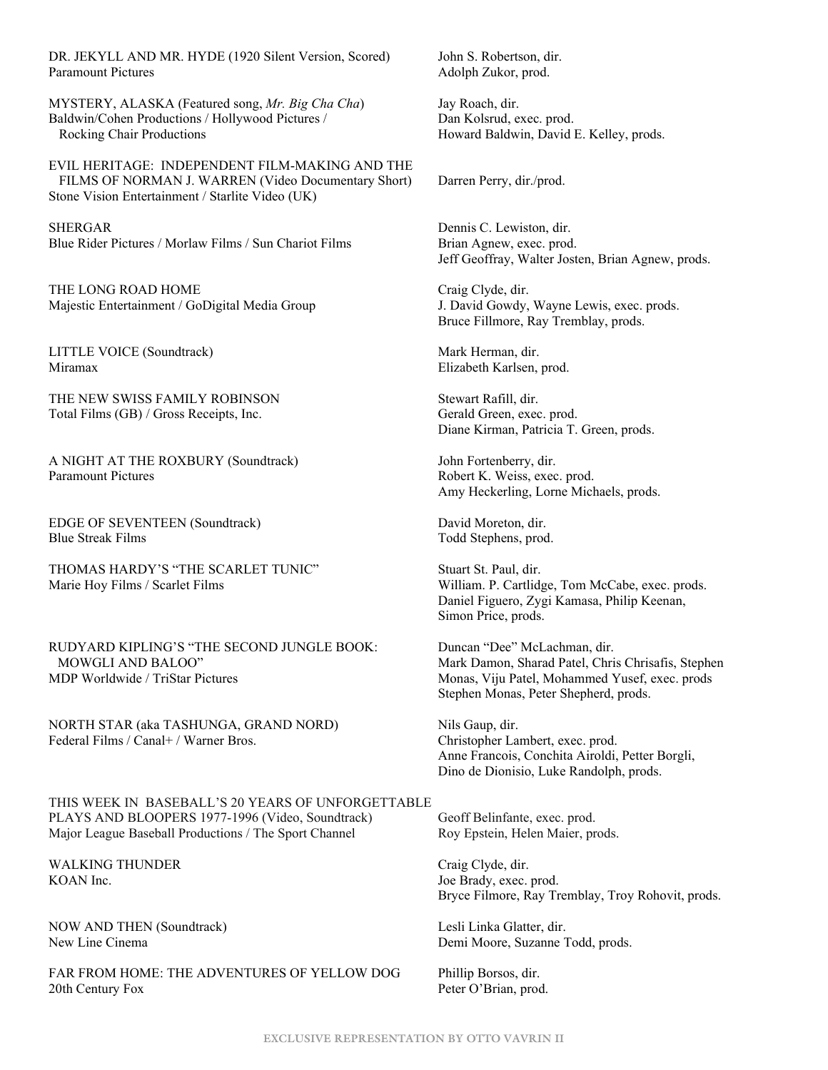DR. JEKYLL AND MR. HYDE (1920 Silent Version, Scored)
Paramount Pictures
John S. Robertson, dir.
Adolph Zukor, prod.

MYSTERY, ALASKA (Featured song, *Mr. Big Cha Cha*)
Baldwin/Cohen Productions / Hollywood Pictures / Rocking Chair Productions
Jay Roach, dir.
Dan Kolsrud, exec. prod.
Howard Baldwin, David E. Kelley, prods.

EVIL HERITAGE: INDEPENDENT FILM-MAKING AND THE FILMS OF NORMAN J. WARREN (Video Documentary Short)
Stone Vision Entertainment / Starlite Video (UK)
Darren Perry, dir./prod.

SHERGAR
Blue Rider Pictures / Morlaw Films / Sun Chariot Films
Dennis C. Lewiston, dir.
Brian Agnew, exec. prod.
Jeff Geoffray, Walter Josten, Brian Agnew, prods.

THE LONG ROAD HOME
Majestic Entertainment / GoDigital Media Group
Craig Clyde, dir.
J. David Gowdy, Wayne Lewis, exec. prods.
Bruce Fillmore, Ray Tremblay, prods.

LITTLE VOICE (Soundtrack)
Miramax
Mark Herman, dir.
Elizabeth Karlsen, prod.

THE NEW SWISS FAMILY ROBINSON
Total Films (GB) / Gross Receipts, Inc.
Stewart Rafill, dir.
Gerald Green, exec. prod.
Diane Kirman, Patricia T. Green, prods.

A NIGHT AT THE ROXBURY (Soundtrack)
Paramount Pictures
John Fortenberry, dir.
Robert K. Weiss, exec. prod.
Amy Heckerling, Lorne Michaels, prods.

EDGE OF SEVENTEEN (Soundtrack)
Blue Streak Films
David Moreton, dir.
Todd Stephens, prod.

THOMAS HARDY'S "THE SCARLET TUNIC"
Marie Hoy Films / Scarlet Films
Stuart St. Paul, dir.
William. P. Cartlidge, Tom McCabe, exec. prods.
Daniel Figuero, Zygi Kamasa, Philip Keenan, Simon Price, prods.

RUDYARD KIPLING'S "THE SECOND JUNGLE BOOK: MOWGLI AND BALOO"
MDP Worldwide / TriStar Pictures
Duncan "Dee" McLachman, dir.
Mark Damon, Sharad Patel, Chris Chrisafis, Stephen Monas, Viju Patel, Mohammed Yusef, exec. prods
Stephen Monas, Peter Shepherd, prods.

NORTH STAR (aka TASHUNGA, GRAND NORD)
Federal Films / Canal+ / Warner Bros.
Nils Gaup, dir.
Christopher Lambert, exec. prod.
Anne Francois, Conchita Airoldi, Petter Borgli, Dino de Dionisio, Luke Randolph, prods.

THIS WEEK IN BASEBALL'S 20 YEARS OF UNFORGETTABLE PLAYS AND BLOOPERS 1977-1996 (Video, Soundtrack)
Major League Baseball Productions / The Sport Channel
Geoff Belinfante, exec. prod.
Roy Epstein, Helen Maier, prods.

WALKING THUNDER
KOAN Inc.
Craig Clyde, dir.
Joe Brady, exec. prod.
Bryce Filmore, Ray Tremblay, Troy Rohovit, prods.

NOW AND THEN (Soundtrack)
New Line Cinema
Lesli Linka Glatter, dir.
Demi Moore, Suzanne Todd, prods.

FAR FROM HOME: THE ADVENTURES OF YELLOW DOG
20th Century Fox
Phillip Borsos, dir.
Peter O'Brian, prod.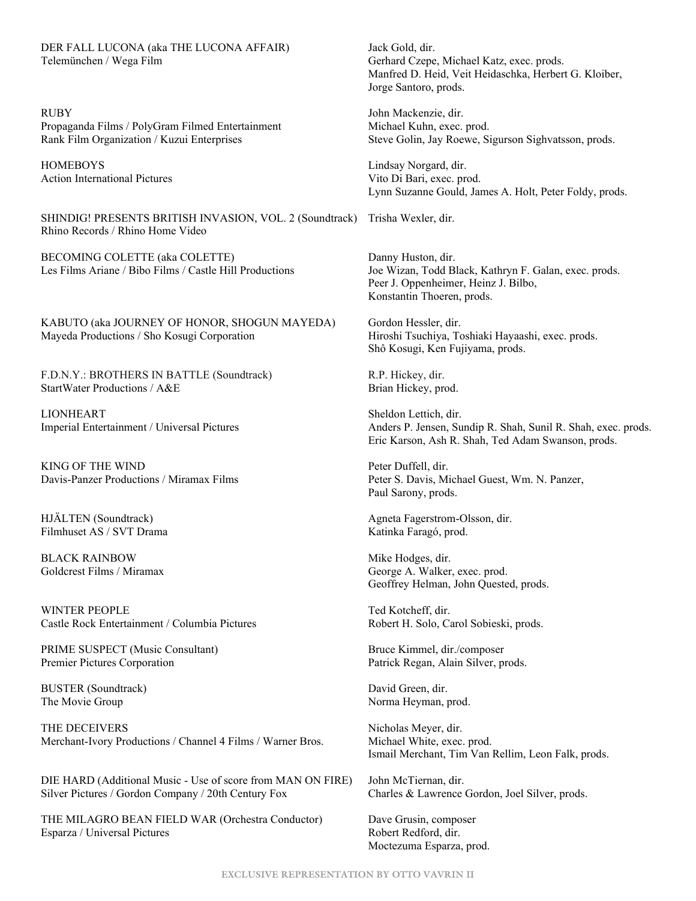DER FALL LUCONA (aka THE LUCONA AFFAIR)
Telemünchen / Wega Film

Jack Gold, dir.
Gerhard Czepe, Michael Katz, exec. prods.
Manfred D. Heid, Veit Heidaschka, Herbert G. Kloiber, Jorge Santoro, prods.

RUBY
Propaganda Films / PolyGram Filmed Entertainment
Rank Film Organization / Kuzui Enterprises

John Mackenzie, dir.
Michael Kuhn, exec. prod.
Steve Golin, Jay Roewe, Sigurson Sighvatsson, prods.

HOMEBOYS
Action International Pictures

Lindsay Norgard, dir.
Vito Di Bari, exec. prod.
Lynn Suzanne Gould, James A. Holt, Peter Foldy, prods.

SHINDIG! PRESENTS BRITISH INVASION, VOL. 2 (Soundtrack)
Rhino Records / Rhino Home Video

Trisha Wexler, dir.

BECOMING COLETTE (aka COLETTE)
Les Films Ariane / Bibo Films / Castle Hill Productions

Danny Huston, dir.
Joe Wizan, Todd Black, Kathryn F. Galan, exec. prods.
Peer J. Oppenheimer, Heinz J. Bilbo, Konstantin Thoeren, prods.

KABUTO (aka JOURNEY OF HONOR, SHOGUN MAYEDA)
Mayeda Productions / Sho Kosugi Corporation

Gordon Hessler, dir.
Hiroshi Tsuchiya, Toshiaki Hayaashi, exec. prods.
Shô Kosugi, Ken Fujiyama, prods.

F.D.N.Y.: BROTHERS IN BATTLE (Soundtrack)
StartWater Productions / A&E

R.P. Hickey, dir.
Brian Hickey, prod.

LIONHEART
Imperial Entertainment / Universal Pictures

Sheldon Lettich, dir.
Anders P. Jensen, Sundip R. Shah, Sunil R. Shah, exec. prods.
Eric Karson, Ash R. Shah, Ted Adam Swanson, prods.

KING OF THE WIND
Davis-Panzer Productions / Miramax Films

Peter Duffell, dir.
Peter S. Davis, Michael Guest, Wm. N. Panzer, Paul Sarony, prods.

HJÄLTEN (Soundtrack)
Filmhuset AS / SVT Drama

Agneta Fagerstrom-Olsson, dir.
Katinka Faragó, prod.

BLACK RAINBOW
Goldcrest Films / Miramax

Mike Hodges, dir.
George A. Walker, exec. prod.
Geoffrey Helman, John Quested, prods.

WINTER PEOPLE
Castle Rock Entertainment / Columbia Pictures

Ted Kotcheff, dir.
Robert H. Solo, Carol Sobieski, prods.

PRIME SUSPECT (Music Consultant)
Premier Pictures Corporation

Bruce Kimmel, dir./composer
Patrick Regan, Alain Silver, prods.

BUSTER (Soundtrack)
The Movie Group

David Green, dir.
Norma Heyman, prod.

THE DECEIVERS
Merchant-Ivory Productions / Channel 4 Films / Warner Bros.

Nicholas Meyer, dir.
Michael White, exec. prod.
Ismail Merchant, Tim Van Rellim, Leon Falk, prods.

DIE HARD (Additional Music - Use of score from MAN ON FIRE)
Silver Pictures / Gordon Company / 20th Century Fox

John McTiernan, dir.
Charles & Lawrence Gordon, Joel Silver, prods.

THE MILAGRO BEAN FIELD WAR (Orchestra Conductor)
Esparza / Universal Pictures

Dave Grusin, composer
Robert Redford, dir.
Moctezuma Esparza, prod.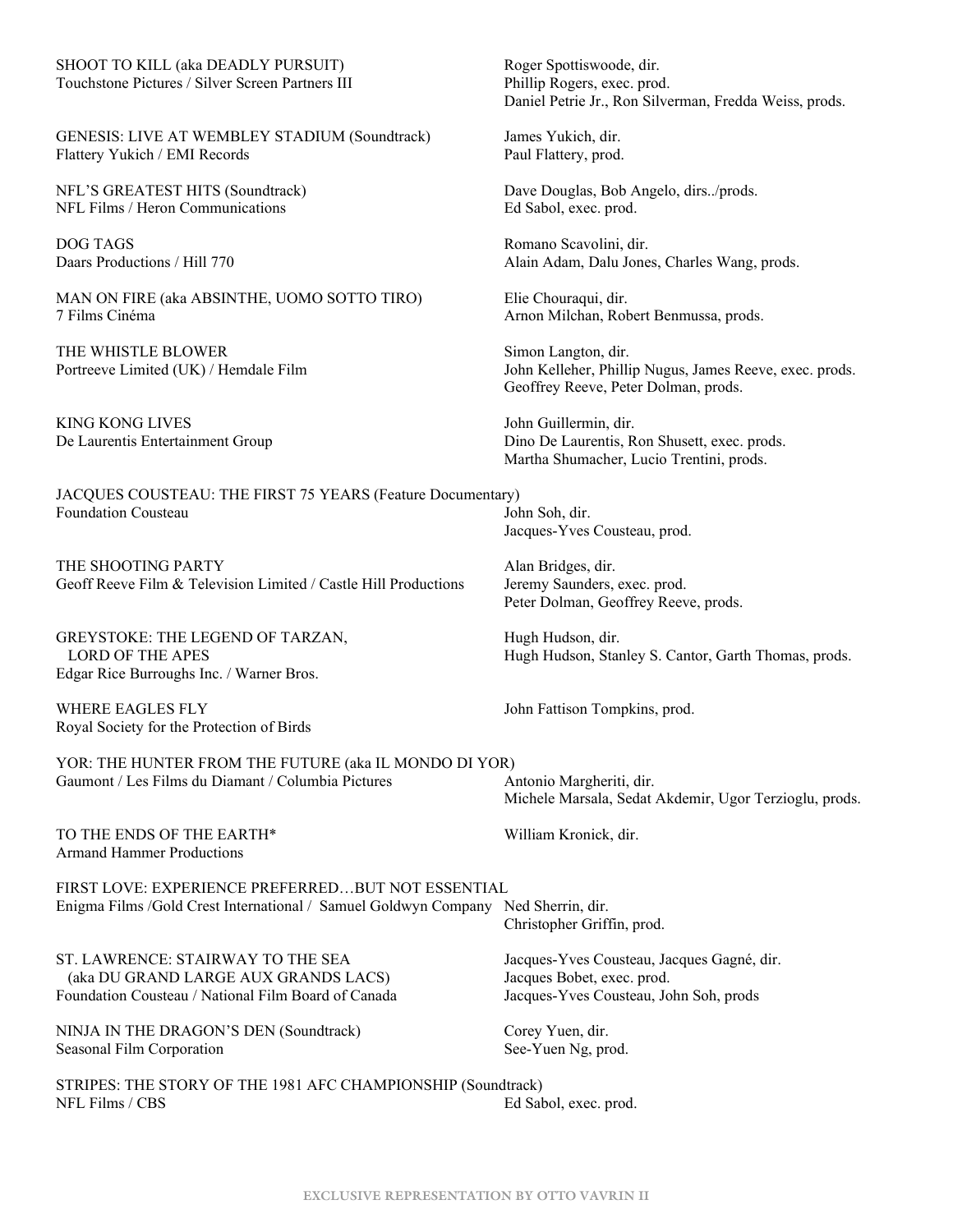SHOOT TO KILL (aka DEADLY PURSUIT)
Touchstone Pictures / Silver Screen Partners III

Roger Spottiswoode, dir.
Phillip Rogers, exec. prod.
Daniel Petrie Jr., Ron Silverman, Fredda Weiss, prods.

GENESIS: LIVE AT WEMBLEY STADIUM (Soundtrack)
Flattery Yukich / EMI Records

James Yukich, dir.
Paul Flattery, prod.

NFL'S GREATEST HITS (Soundtrack)
NFL Films / Heron Communications

Dave Douglas, Bob Angelo, dirs../prods.
Ed Sabol, exec. prod.

DOG TAGS
Daars Productions / Hill 770

Romano Scavolini, dir.
Alain Adam, Dalu Jones, Charles Wang, prods.

MAN ON FIRE (aka ABSINTHE, UOMO SOTTO TIRO)
7 Films Cinéma

Elie Chouraqui, dir.
Arnon Milchan, Robert Benmussa, prods.

THE WHISTLE BLOWER
Portreeve Limited (UK) / Hemdale Film

Simon Langton, dir.
John Kelleher, Phillip Nugus, James Reeve, exec. prods.
Geoffrey Reeve, Peter Dolman, prods.

KING KONG LIVES
De Laurentis Entertainment Group

John Guillermin, dir.
Dino De Laurentis, Ron Shusett, exec. prods.
Martha Shumacher, Lucio Trentini, prods.

JACQUES COUSTEAU: THE FIRST 75 YEARS (Feature Documentary)
Foundation Cousteau

John Soh, dir.
Jacques-Yves Cousteau, prod.

THE SHOOTING PARTY
Geoff Reeve Film & Television Limited / Castle Hill Productions

Alan Bridges, dir.
Jeremy Saunders, exec. prod.
Peter Dolman, Geoffrey Reeve, prods.

GREYSTOKE: THE LEGEND OF TARZAN,
LORD OF THE APES
Edgar Rice Burroughs Inc. / Warner Bros.

Hugh Hudson, dir.
Hugh Hudson, Stanley S. Cantor, Garth Thomas, prods.

WHERE EAGLES FLY
Royal Society for the Protection of Birds

John Fattison Tompkins, prod.

YOR: THE HUNTER FROM THE FUTURE (aka IL MONDO DI YOR)
Gaumont / Les Films du Diamant / Columbia Pictures

Antonio Margheriti, dir.
Michele Marsala, Sedat Akdemir, Ugor Terzioglu, prods.

TO THE ENDS OF THE EARTH*
Armand Hammer Productions

William Kronick, dir.

FIRST LOVE: EXPERIENCE PREFERRED…BUT NOT ESSENTIAL
Enigma Films /Gold Crest International / Samuel Goldwyn Company

Ned Sherrin, dir.
Christopher Griffin, prod.

ST. LAWRENCE: STAIRWAY TO THE SEA
(aka DU GRAND LARGE AUX GRANDS LACS)
Foundation Cousteau / National Film Board of Canada

Jacques-Yves Cousteau, Jacques Gagné, dir.
Jacques Bobet, exec. prod.
Jacques-Yves Cousteau, John Soh, prods

NINJA IN THE DRAGON'S DEN (Soundtrack)
Seasonal Film Corporation

Corey Yuen, dir.
See-Yuen Ng, prod.

STRIPES: THE STORY OF THE 1981 AFC CHAMPIONSHIP (Soundtrack)
NFL Films / CBS

Ed Sabol, exec. prod.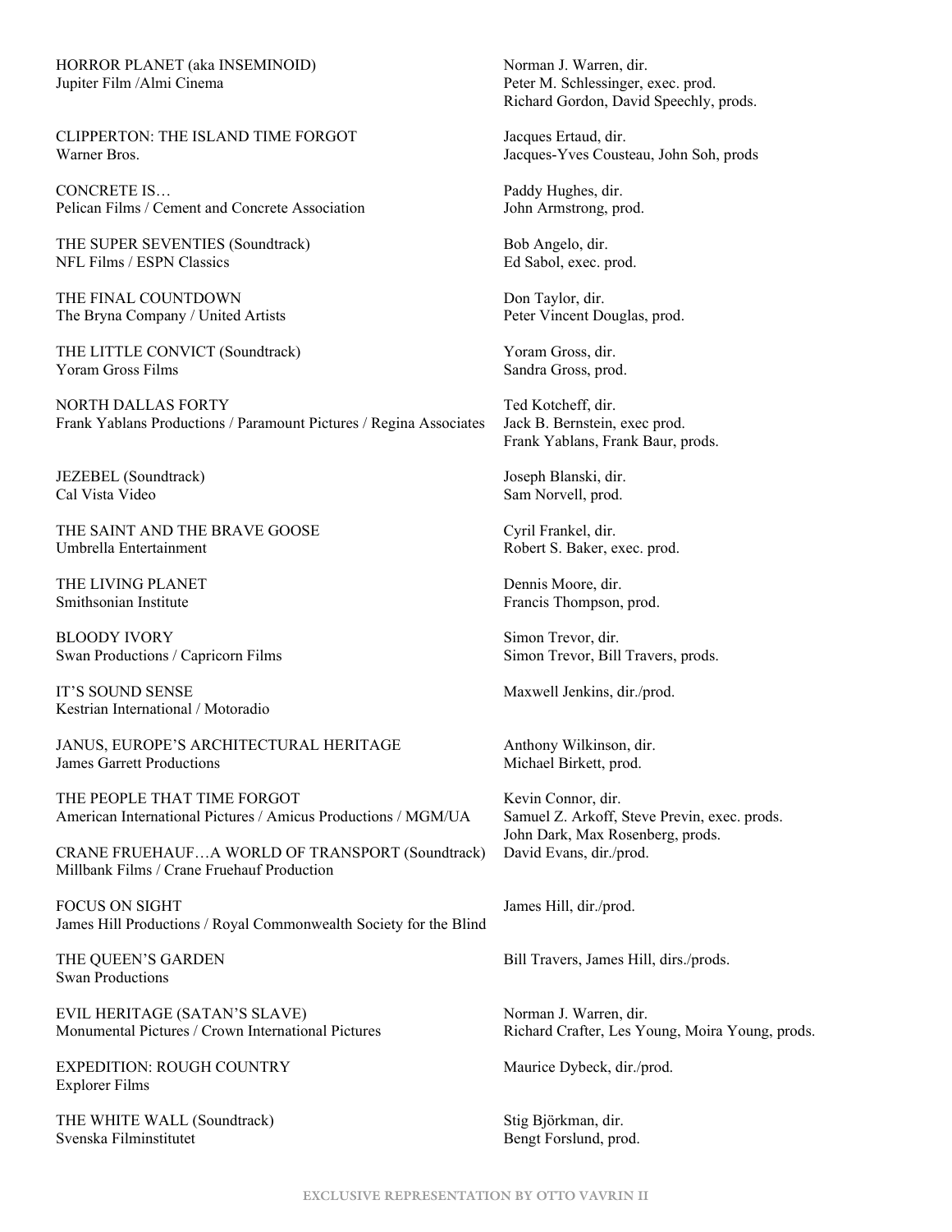HORROR PLANET (aka INSEMINOID)
Jupiter Film /Almi Cinema

Norman J. Warren, dir.
Peter M. Schlessinger, exec. prod.
Richard Gordon, David Speechly, prods.

CLIPPERTON: THE ISLAND TIME FORGOT
Warner Bros.

Jacques Ertaud, dir.
Jacques-Yves Cousteau, John Soh, prods

CONCRETE IS…
Pelican Films / Cement and Concrete Association

Paddy Hughes, dir.
John Armstrong, prod.

THE SUPER SEVENTIES (Soundtrack)
NFL Films / ESPN Classics

Bob Angelo, dir.
Ed Sabol, exec. prod.

THE FINAL COUNTDOWN
The Bryna Company / United Artists

Don Taylor, dir.
Peter Vincent Douglas, prod.

THE LITTLE CONVICT (Soundtrack)
Yoram Gross Films

Yoram Gross, dir.
Sandra Gross, prod.

NORTH DALLAS FORTY
Frank Yablans Productions / Paramount Pictures / Regina Associates

Ted Kotcheff, dir.
Jack B. Bernstein, exec prod.
Frank Yablans, Frank Baur, prods.

JEZEBEL (Soundtrack)
Cal Vista Video

Joseph Blanski, dir.
Sam Norvell, prod.

THE SAINT AND THE BRAVE GOOSE
Umbrella Entertainment

Cyril Frankel, dir.
Robert S. Baker, exec. prod.

THE LIVING PLANET
Smithsonian Institute

Dennis Moore, dir.
Francis Thompson, prod.

BLOODY IVORY
Swan Productions / Capricorn Films

Simon Trevor, dir.
Simon Trevor, Bill Travers, prods.

IT'S SOUND SENSE
Kestrian International / Motoradio

Maxwell Jenkins, dir./prod.

JANUS, EUROPE'S ARCHITECTURAL HERITAGE
James Garrett Productions

Anthony Wilkinson, dir.
Michael Birkett, prod.

THE PEOPLE THAT TIME FORGOT
American International Pictures / Amicus Productions / MGM/UA

Kevin Connor, dir.
Samuel Z. Arkoff, Steve Previn, exec. prods.
John Dark, Max Rosenberg, prods.

CRANE FRUEHAUF…A WORLD OF TRANSPORT (Soundtrack)
Millbank Films / Crane Fruehauf Production

David Evans, dir./prod.

FOCUS ON SIGHT
James Hill Productions / Royal Commonwealth Society for the Blind

James Hill, dir./prod.

THE QUEEN'S GARDEN
Swan Productions

Bill Travers, James Hill, dirs./prods.

EVIL HERITAGE (SATAN'S SLAVE)
Monumental Pictures / Crown International Pictures

Norman J. Warren, dir.
Richard Crafter, Les Young, Moira Young, prods.

EXPEDITION: ROUGH COUNTRY
Explorer Films

Maurice Dybeck, dir./prod.

THE WHITE WALL (Soundtrack)
Svenska Filminstitutet

Stig Björkman, dir.
Bengt Forslund, prod.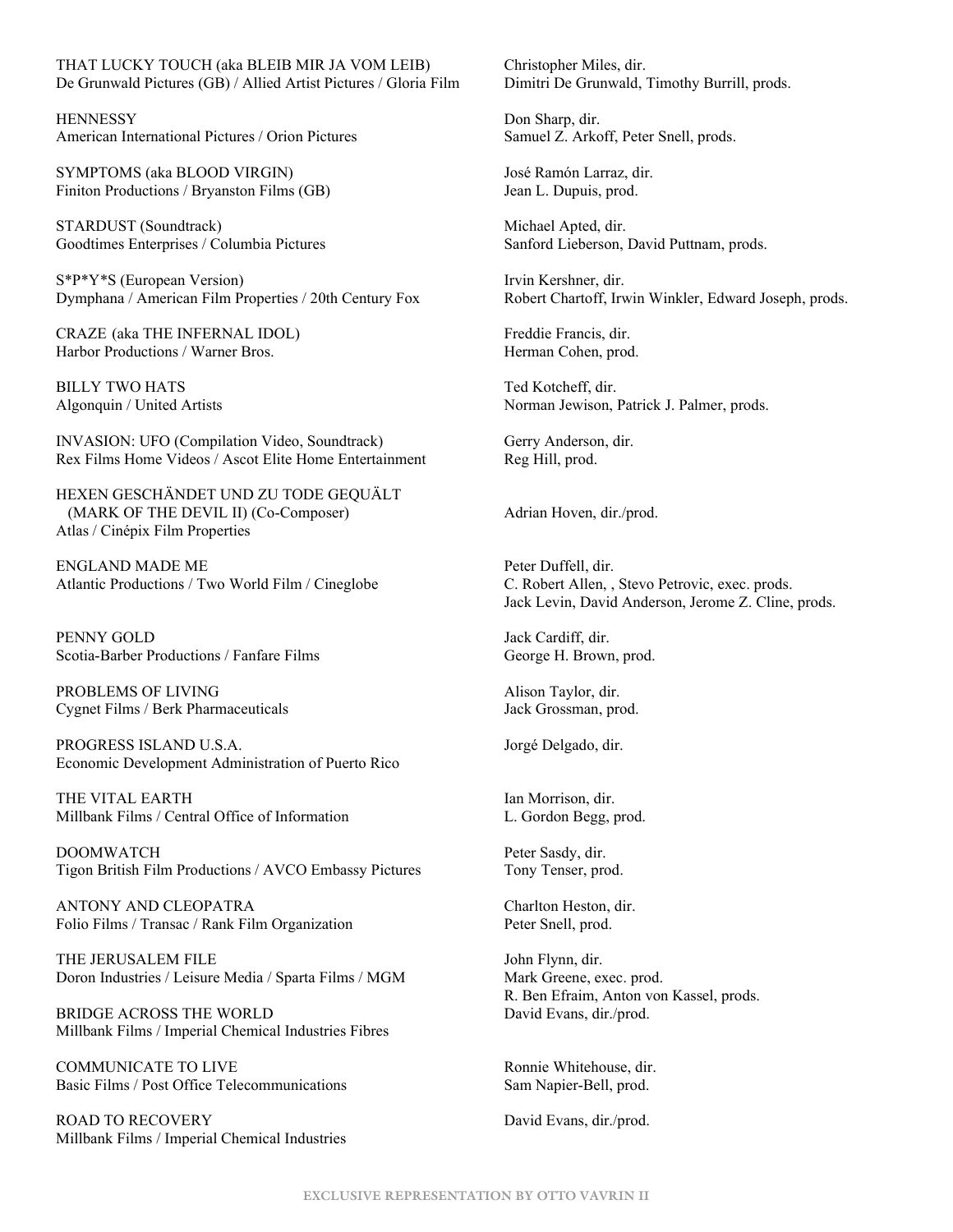THAT LUCKY TOUCH (aka BLEIB MIR JA VOM LEIB)
De Grunwald Pictures (GB) / Allied Artist Pictures / Gloria Film
Christopher Miles, dir.
Dimitri De Grunwald, Timothy Burrill, prods.

HENNESSY
American International Pictures / Orion Pictures
Don Sharp, dir.
Samuel Z. Arkoff, Peter Snell, prods.

SYMPTOMS (aka BLOOD VIRGIN)
Finiton Productions / Bryanston Films (GB)
José Ramón Larraz, dir.
Jean L. Dupuis, prod.

STARDUST (Soundtrack)
Goodtimes Enterprises / Columbia Pictures
Michael Apted, dir.
Sanford Lieberson, David Puttnam, prods.

S*P*Y*S (European Version)
Dymphana / American Film Properties / 20th Century Fox
Irvin Kershner, dir.
Robert Chartoff, Irwin Winkler, Edward Joseph, prods.

CRAZE (aka THE INFERNAL IDOL)
Harbor Productions / Warner Bros.
Freddie Francis, dir.
Herman Cohen, prod.

BILLY TWO HATS
Algonquin / United Artists
Ted Kotcheff, dir.
Norman Jewison, Patrick J. Palmer, prods.

INVASION: UFO (Compilation Video, Soundtrack)
Rex Films Home Videos / Ascot Elite Home Entertainment
Gerry Anderson, dir.
Reg Hill, prod.

HEXEN GESCHÄNDET UND ZU TODE GEQUÄLT
(MARK OF THE DEVIL II) (Co-Composer)
Atlas / Cinépix Film Properties
Adrian Hoven, dir./prod.

ENGLAND MADE ME
Atlantic Productions / Two World Film / Cineglobe
Peter Duffell, dir.
C. Robert Allen, , Stevo Petrovic, exec. prods.
Jack Levin, David Anderson, Jerome Z. Cline, prods.

PENNY GOLD
Scotia-Barber Productions / Fanfare Films
Jack Cardiff, dir.
George H. Brown, prod.

PROBLEMS OF LIVING
Cygnet Films / Berk Pharmaceuticals
Alison Taylor, dir.
Jack Grossman, prod.

PROGRESS ISLAND U.S.A.
Economic Development Administration of Puerto Rico
Jorgé Delgado, dir.

THE VITAL EARTH
Millbank Films / Central Office of Information
Ian Morrison, dir.
L. Gordon Begg, prod.

DOOMWATCH
Tigon British Film Productions / AVCO Embassy Pictures
Peter Sasdy, dir.
Tony Tenser, prod.

ANTONY AND CLEOPATRA
Folio Films / Transac / Rank Film Organization
Charlton Heston, dir.
Peter Snell, prod.

THE JERUSALEM FILE
Doron Industries / Leisure Media / Sparta Films / MGM
John Flynn, dir.
Mark Greene, exec. prod.
R. Ben Efraim, Anton von Kassel, prods.

BRIDGE ACROSS THE WORLD
Millbank Films / Imperial Chemical Industries Fibres
David Evans, dir./prod.

COMMUNICATE TO LIVE
Basic Films / Post Office Telecommunications
Ronnie Whitehouse, dir.
Sam Napier-Bell, prod.

ROAD TO RECOVERY
Millbank Films / Imperial Chemical Industries
David Evans, dir./prod.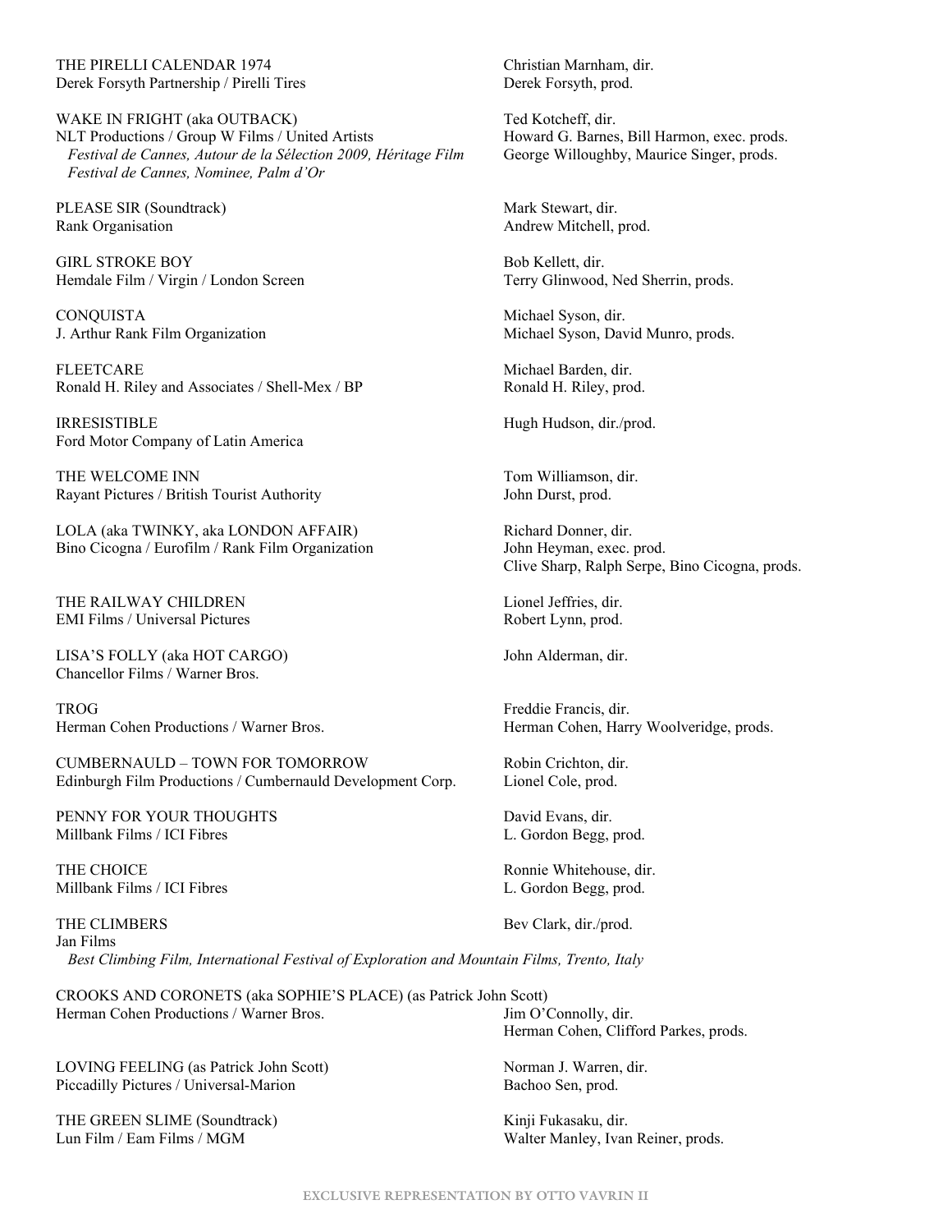THE PIRELLI CALENDAR 1974
Derek Forsyth Partnership / Pirelli Tires
Christian Marnham, dir.
Derek Forsyth, prod.

WAKE IN FRIGHT (aka OUTBACK)
NLT Productions / Group W Films / United Artists
*Festival de Cannes, Autour de la Sélection 2009, Héritage Film*
*Festival de Cannes, Nominee, Palm d'Or*
Ted Kotcheff, dir.
Howard G. Barnes, Bill Harmon, exec. prods.
George Willoughby, Maurice Singer, prods.

PLEASE SIR (Soundtrack)
Rank Organisation
Mark Stewart, dir.
Andrew Mitchell, prod.

GIRL STROKE BOY
Hemdale Film / Virgin / London Screen
Bob Kellett, dir.
Terry Glinwood, Ned Sherrin, prods.

CONQUISTA
J. Arthur Rank Film Organization
Michael Syson, dir.
Michael Syson, David Munro, prods.

FLEETCARE
Ronald H. Riley and Associates / Shell-Mex / BP
Michael Barden, dir.
Ronald H. Riley, prod.

IRRESISTIBLE
Ford Motor Company of Latin America
Hugh Hudson, dir./prod.

THE WELCOME INN
Rayant Pictures / British Tourist Authority
Tom Williamson, dir.
John Durst, prod.

LOLA (aka TWINKY, aka LONDON AFFAIR)
Bino Cicogna / Eurofilm / Rank Film Organization
Richard Donner, dir.
John Heyman, exec. prod.
Clive Sharp, Ralph Serpe, Bino Cicogna, prods.

THE RAILWAY CHILDREN
EMI Films / Universal Pictures
Lionel Jeffries, dir.
Robert Lynn, prod.

LISA'S FOLLY (aka HOT CARGO)
Chancellor Films / Warner Bros.
John Alderman, dir.

TROG
Herman Cohen Productions / Warner Bros.
Freddie Francis, dir.
Herman Cohen, Harry Woolveridge, prods.

CUMBERNAULD – TOWN FOR TOMORROW
Edinburgh Film Productions / Cumbernauld Development Corp.
Robin Crichton, dir.
Lionel Cole, prod.

PENNY FOR YOUR THOUGHTS
Millbank Films / ICI Fibres
David Evans, dir.
L. Gordon Begg, prod.

THE CHOICE
Millbank Films / ICI Fibres
Ronnie Whitehouse, dir.
L. Gordon Begg, prod.

THE CLIMBERS
Jan Films
*Best Climbing Film, International Festival of Exploration and Mountain Films, Trento, Italy*
Bev Clark, dir./prod.

CROOKS AND CORONETS (aka SOPHIE'S PLACE) (as Patrick John Scott)
Herman Cohen Productions / Warner Bros.
Jim O'Connolly, dir.
Herman Cohen, Clifford Parkes, prods.

LOVING FEELING (as Patrick John Scott)
Piccadilly Pictures / Universal-Marion
Norman J. Warren, dir.
Bachoo Sen, prod.

THE GREEN SLIME (Soundtrack)
Lun Film / Eam Films / MGM
Kinji Fukasaku, dir.
Walter Manley, Ivan Reiner, prods.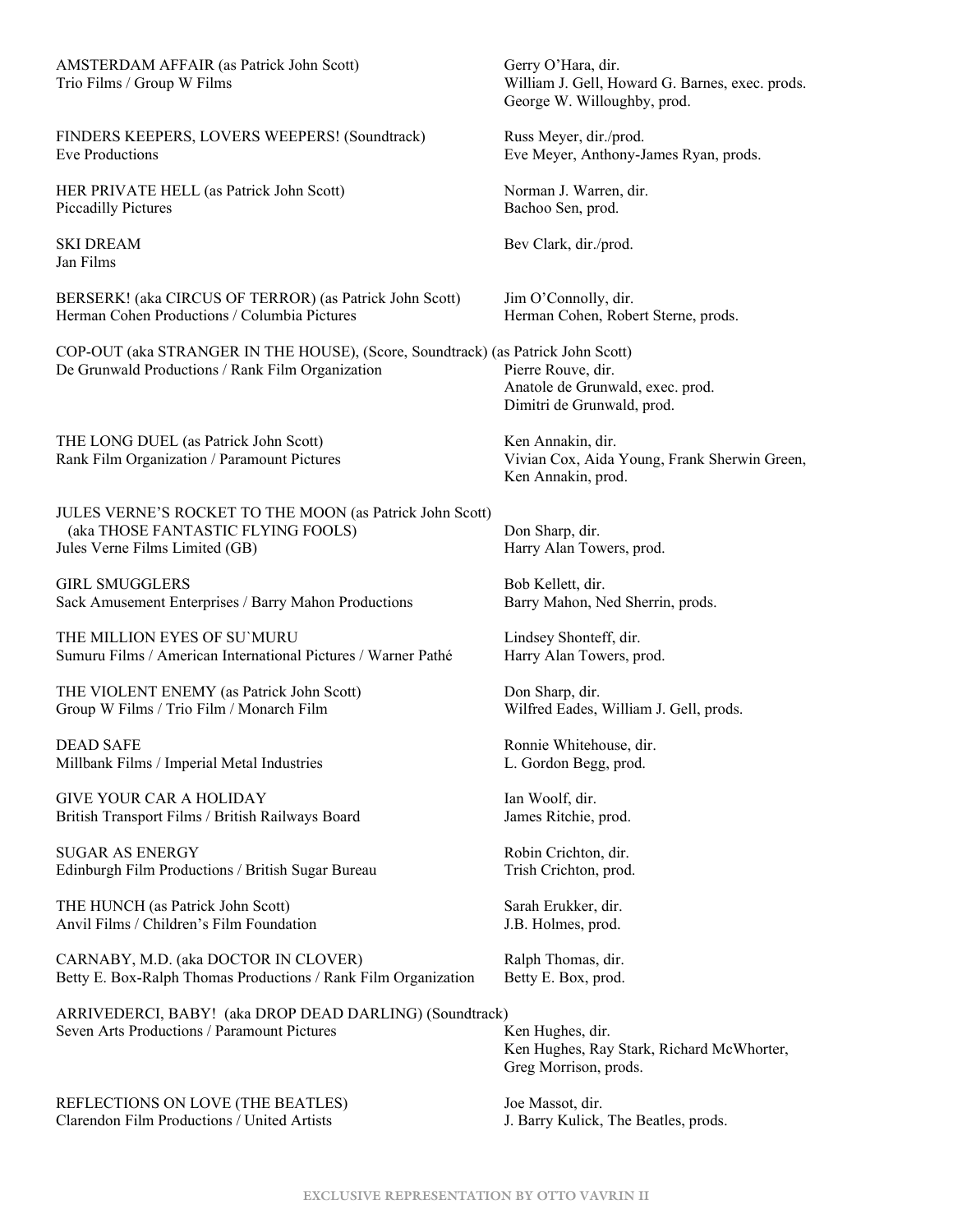AMSTERDAM AFFAIR (as Patrick John Scott)
Trio Films / Group W Films

Gerry O'Hara, dir.
William J. Gell, Howard G. Barnes, exec. prods.
George W. Willoughby, prod.

FINDERS KEEPERS, LOVERS WEEPERS! (Soundtrack)
Eve Productions

Russ Meyer, dir./prod.
Eve Meyer, Anthony-James Ryan, prods.

HER PRIVATE HELL (as Patrick John Scott)
Piccadilly Pictures

Norman J. Warren, dir.
Bachoo Sen, prod.

SKI DREAM
Jan Films

Bev Clark, dir./prod.

BERSERK! (aka CIRCUS OF TERROR) (as Patrick John Scott)
Herman Cohen Productions / Columbia Pictures

Jim O'Connolly, dir.
Herman Cohen, Robert Sterne, prods.

COP-OUT (aka STRANGER IN THE HOUSE), (Score, Soundtrack) (as Patrick John Scott)
De Grunwald Productions / Rank Film Organization

Pierre Rouve, dir.
Anatole de Grunwald, exec. prod.
Dimitri de Grunwald, prod.

THE LONG DUEL (as Patrick John Scott)
Rank Film Organization / Paramount Pictures

Ken Annakin, dir.
Vivian Cox, Aida Young, Frank Sherwin Green, Ken Annakin, prod.

JULES VERNE'S ROCKET TO THE MOON (as Patrick John Scott)
(aka THOSE FANTASTIC FLYING FOOLS)
Jules Verne Films Limited (GB)

Don Sharp, dir.
Harry Alan Towers, prod.

GIRL SMUGGLERS
Sack Amusement Enterprises / Barry Mahon Productions

Bob Kellett, dir.
Barry Mahon, Ned Sherrin, prods.

THE MILLION EYES OF SU`MURU
Sumuru Films / American International Pictures / Warner Pathé

Lindsey Shonteff, dir.
Harry Alan Towers, prod.

THE VIOLENT ENEMY (as Patrick John Scott)
Group W Films / Trio Film / Monarch Film

Don Sharp, dir.
Wilfred Eades, William J. Gell, prods.

DEAD SAFE
Millbank Films / Imperial Metal Industries

Ronnie Whitehouse, dir.
L. Gordon Begg, prod.

GIVE YOUR CAR A HOLIDAY
British Transport Films / British Railways Board

Ian Woolf, dir.
James Ritchie, prod.

SUGAR AS ENERGY
Edinburgh Film Productions / British Sugar Bureau

Robin Crichton, dir.
Trish Crichton, prod.

THE HUNCH (as Patrick John Scott)
Anvil Films / Children's Film Foundation

Sarah Erukker, dir.
J.B. Holmes, prod.

CARNABY, M.D. (aka DOCTOR IN CLOVER)
Betty E. Box-Ralph Thomas Productions / Rank Film Organization

Ralph Thomas, dir.
Betty E. Box, prod.

ARRIVEDERCI, BABY! (aka DROP DEAD DARLING) (Soundtrack)
Seven Arts Productions / Paramount Pictures

Ken Hughes, dir.
Ken Hughes, Ray Stark, Richard McWhorter, Greg Morrison, prods.

REFLECTIONS ON LOVE (THE BEATLES)
Clarendon Film Productions / United Artists

Joe Massot, dir.
J. Barry Kulick, The Beatles, prods.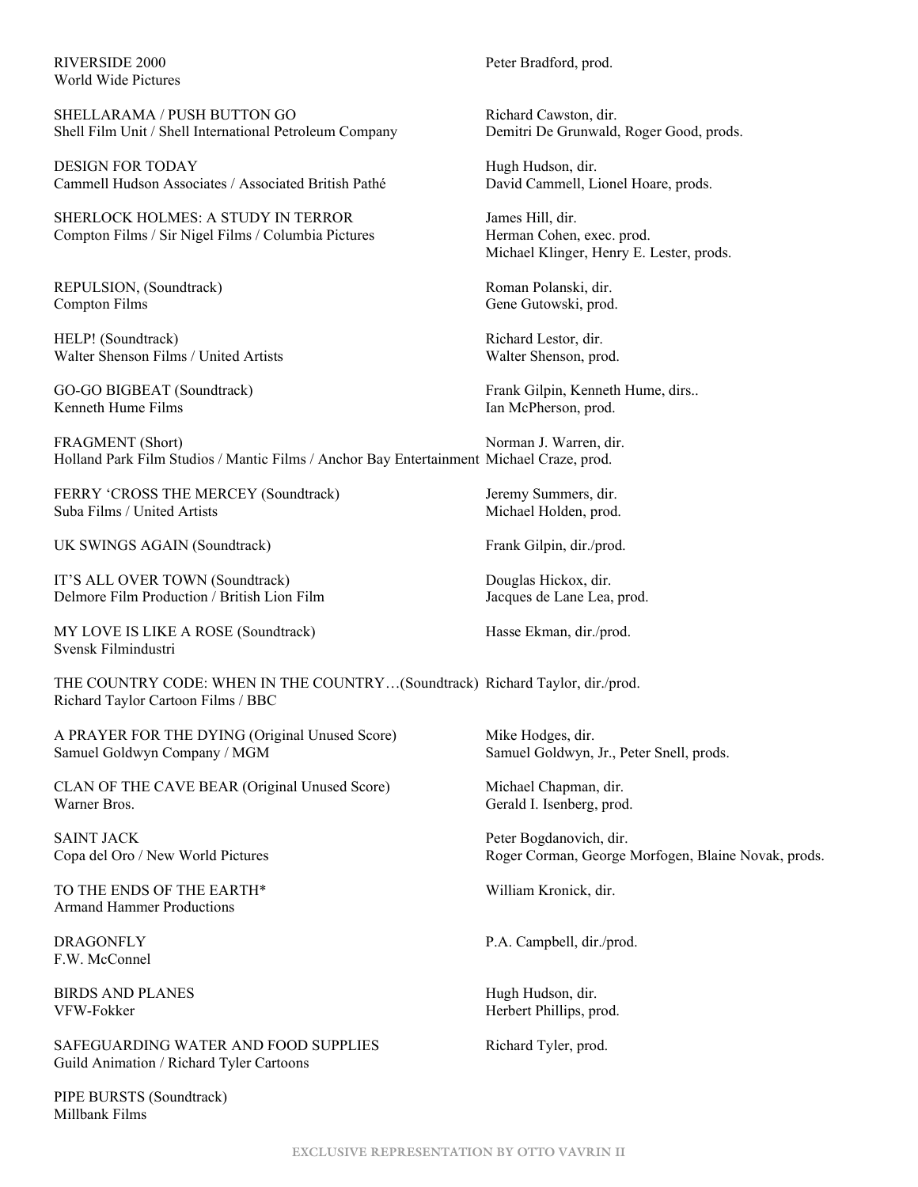RIVERSIDE 2000
World Wide Pictures
Peter Bradford, prod.

SHELLARAMA / PUSH BUTTON GO
Shell Film Unit / Shell International Petroleum Company
Richard Cawston, dir.
Demitri De Grunwald, Roger Good, prods.

DESIGN FOR TODAY
Cammell Hudson Associates / Associated British Pathé
Hugh Hudson, dir.
David Cammell, Lionel Hoare, prods.

SHERLOCK HOLMES: A STUDY IN TERROR
Compton Films / Sir Nigel Films / Columbia Pictures
James Hill, dir.
Herman Cohen, exec. prod.
Michael Klinger, Henry E. Lester, prods.

REPULSION, (Soundtrack)
Compton Films
Roman Polanski, dir.
Gene Gutowski, prod.

HELP! (Soundtrack)
Walter Shenson Films / United Artists
Richard Lestor, dir.
Walter Shenson, prod.

GO-GO BIGBEAT (Soundtrack)
Kenneth Hume Films
Frank Gilpin, Kenneth Hume, dirs..
Ian McPherson, prod.

FRAGMENT (Short)
Holland Park Film Studios / Mantic Films / Anchor Bay Entertainment
Norman J. Warren, dir.
Michael Craze, prod.

FERRY 'CROSS THE MERCEY (Soundtrack)
Suba Films / United Artists
Jeremy Summers, dir.
Michael Holden, prod.

UK SWINGS AGAIN (Soundtrack)
Frank Gilpin, dir./prod.

IT'S ALL OVER TOWN (Soundtrack)
Delmore Film Production / British Lion Film
Douglas Hickox, dir.
Jacques de Lane Lea, prod.

MY LOVE IS LIKE A ROSE (Soundtrack)
Svensk Filmindustri
Hasse Ekman, dir./prod.

THE COUNTRY CODE: WHEN IN THE COUNTRY…(Soundtrack)
Richard Taylor Cartoon Films / BBC
Richard Taylor, dir./prod.

A PRAYER FOR THE DYING (Original Unused Score)
Samuel Goldwyn Company / MGM
Mike Hodges, dir.
Samuel Goldwyn, Jr., Peter Snell, prods.

CLAN OF THE CAVE BEAR (Original Unused Score)
Warner Bros.
Michael Chapman, dir.
Gerald I. Isenberg, prod.

SAINT JACK
Copa del Oro / New World Pictures
Peter Bogdanovich, dir.
Roger Corman, George Morfogen, Blaine Novak, prods.

TO THE ENDS OF THE EARTH*
Armand Hammer Productions
William Kronick, dir.

DRAGONFLY
F.W. McConnel
P.A. Campbell, dir./prod.

BIRDS AND PLANES
VFW-Fokker
Hugh Hudson, dir.
Herbert Phillips, prod.

SAFEGUARDING WATER AND FOOD SUPPLIES
Guild Animation / Richard Tyler Cartoons
Richard Tyler, prod.

PIPE BURSTS (Soundtrack)
Millbank Films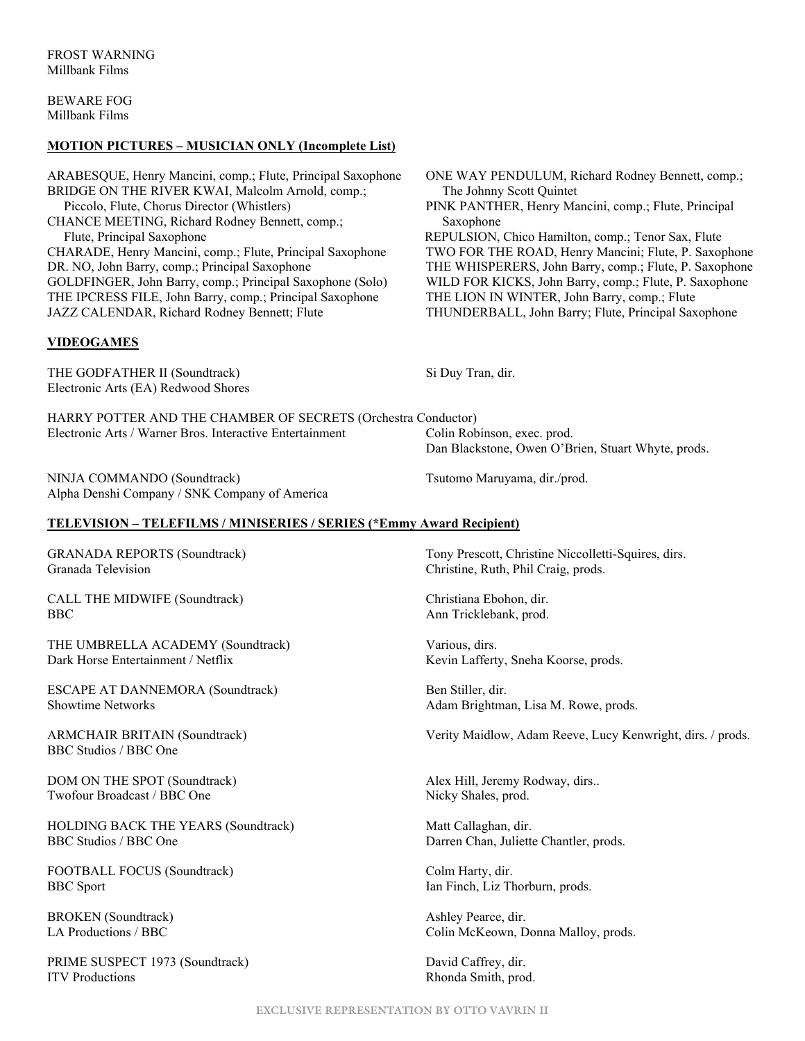FROST WARNING
Millbank Films

BEWARE FOG
Millbank Films

## MOTION PICTURES – MUSICIAN ONLY (Incomplete List)

ARABESQUE, Henry Mancini, comp.; Flute, Principal Saxophone
BRIDGE ON THE RIVER KWAI, Malcolm Arnold, comp.; Piccolo, Flute, Chorus Director (Whistlers)
CHANCE MEETING, Richard Rodney Bennett, comp.; Flute, Principal Saxophone
CHARADE, Henry Mancini, comp.; Flute, Principal Saxophone
DR. NO, John Barry, comp.; Principal Saxophone
GOLDFINGER, John Barry, comp.; Principal Saxophone (Solo)
THE IPCRESS FILE, John Barry, comp.; Principal Saxophone
JAZZ CALENDAR, Richard Rodney Bennett; Flute
ONE WAY PENDULUM, Richard Rodney Bennett, comp.; The Johnny Scott Quintet
PINK PANTHER, Henry Mancini, comp.; Flute, Principal Saxophone
REPULSION, Chico Hamilton, comp.; Tenor Sax, Flute
TWO FOR THE ROAD, Henry Mancini; Flute, P. Saxophone
THE WHISPERERS, John Barry, comp.; Flute, P. Saxophone
WILD FOR KICKS, John Barry, comp.; Flute, P. Saxophone
THE LION IN WINTER, John Barry, comp.; Flute
THUNDERBALL, John Barry; Flute, Principal Saxophone

## VIDEOGAMES

THE GODFATHER II (Soundtrack)
Electronic Arts (EA) Redwood Shores
Si Duy Tran, dir.

HARRY POTTER AND THE CHAMBER OF SECRETS (Orchestra Conductor)
Electronic Arts / Warner Bros. Interactive Entertainment
Colin Robinson, exec. prod.
Dan Blackstone, Owen O'Brien, Stuart Whyte, prods.

NINJA COMMANDO (Soundtrack)
Alpha Denshi Company / SNK Company of America
Tsutomo Maruyama, dir./prod.

## TELEVISION – TELEFILMS / MINISERIES / SERIES (*Emmy Award Recipient)

GRANADA REPORTS (Soundtrack)
Granada Television
Tony Prescott, Christine Niccolletti-Squires, dirs.
Christine, Ruth, Phil Craig, prods.

CALL THE MIDWIFE (Soundtrack)
BBC
Christiana Ebohon, dir.
Ann Tricklebank, prod.

THE UMBRELLA ACADEMY (Soundtrack)
Dark Horse Entertainment / Netflix
Various, dirs.
Kevin Lafferty, Sneha Koorse, prods.

ESCAPE AT DANNEMORA (Soundtrack)
Showtime Networks
Ben Stiller, dir.
Adam Brightman, Lisa M. Rowe, prods.

ARMCHAIR BRITAIN (Soundtrack)
BBC Studios / BBC One
Verity Maidlow, Adam Reeve, Lucy Kenwright, dirs. / prods.

DOM ON THE SPOT (Soundtrack)
Twofour Broadcast / BBC One
Alex Hill, Jeremy Rodway, dirs..
Nicky Shales, prod.

HOLDING BACK THE YEARS (Soundtrack)
BBC Studios / BBC One
Matt Callaghan, dir.
Darren Chan, Juliette Chantler, prods.

FOOTBALL FOCUS (Soundtrack)
BBC Sport
Colm Harty, dir.
Ian Finch, Liz Thorburn, prods.

BROKEN (Soundtrack)
LA Productions / BBC
Ashley Pearce, dir.
Colin McKeown, Donna Malloy, prods.

PRIME SUSPECT 1973 (Soundtrack)
ITV Productions
David Caffrey, dir.
Rhonda Smith, prod.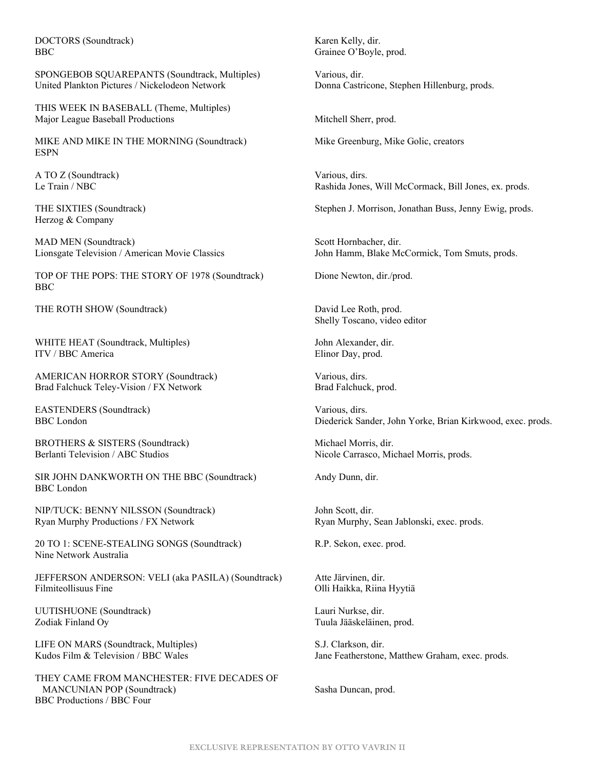DOCTORS (Soundtrack)
BBC
Karen Kelly, dir.
Grainee O'Boyle, prod.

SPONGEBOB SQUAREPANTS (Soundtrack, Multiples)
United Plankton Pictures / Nickelodeon Network
Various, dir.
Donna Castricone, Stephen Hillenburg, prods.

THIS WEEK IN BASEBALL (Theme, Multiples)
Major League Baseball Productions
Mitchell Sherr, prod.

MIKE AND MIKE IN THE MORNING (Soundtrack)
ESPN
Mike Greenburg, Mike Golic, creators

A TO Z (Soundtrack)
Le Train / NBC
Various, dirs.
Rashida Jones, Will McCormack, Bill Jones, ex. prods.

THE SIXTIES (Soundtrack)
Herzog & Company
Stephen J. Morrison, Jonathan Buss, Jenny Ewig, prods.

MAD MEN (Soundtrack)
Lionsgate Television / American Movie Classics
Scott Hornbacher, dir.
John Hamm, Blake McCormick, Tom Smuts, prods.

TOP OF THE POPS: THE STORY OF 1978 (Soundtrack)
BBC
Dione Newton, dir./prod.

THE ROTH SHOW (Soundtrack)
David Lee Roth, prod.
Shelly Toscano, video editor

WHITE HEAT (Soundtrack, Multiples)
ITV / BBC America
John Alexander, dir.
Elinor Day, prod.

AMERICAN HORROR STORY (Soundtrack)
Brad Falchuck Teley-Vision / FX Network
Various, dirs.
Brad Falchuck, prod.

EASTENDERS (Soundtrack)
BBC London
Various, dirs.
Diederick Sander, John Yorke, Brian Kirkwood, exec. prods.

BROTHERS & SISTERS (Soundtrack)
Berlanti Television / ABC Studios
Michael Morris, dir.
Nicole Carrasco, Michael Morris, prods.

SIR JOHN DANKWORTH ON THE BBC (Soundtrack)
BBC London
Andy Dunn, dir.

NIP/TUCK: BENNY NILSSON (Soundtrack)
Ryan Murphy Productions / FX Network
John Scott, dir.
Ryan Murphy, Sean Jablonski, exec. prods.

20 TO 1: SCENE-STEALING SONGS (Soundtrack)
Nine Network Australia
R.P. Sekon, exec. prod.

JEFFERSON ANDERSON: VELI (aka PASILA) (Soundtrack)
Filmiteollisuus Fine
Atte Järvinen, dir.
Olli Haikka, Riina Hyytiä

UUTISHUONE (Soundtrack)
Zodiak Finland Oy
Lauri Nurkse, dir.
Tuula Jääskeläinen, prod.

LIFE ON MARS (Soundtrack, Multiples)
Kudos Film & Television / BBC Wales
S.J. Clarkson, dir.
Jane Featherstone, Matthew Graham, exec. prods.

THEY CAME FROM MANCHESTER: FIVE DECADES OF MANCUNIAN POP (Soundtrack)
BBC Productions / BBC Four
Sasha Duncan, prod.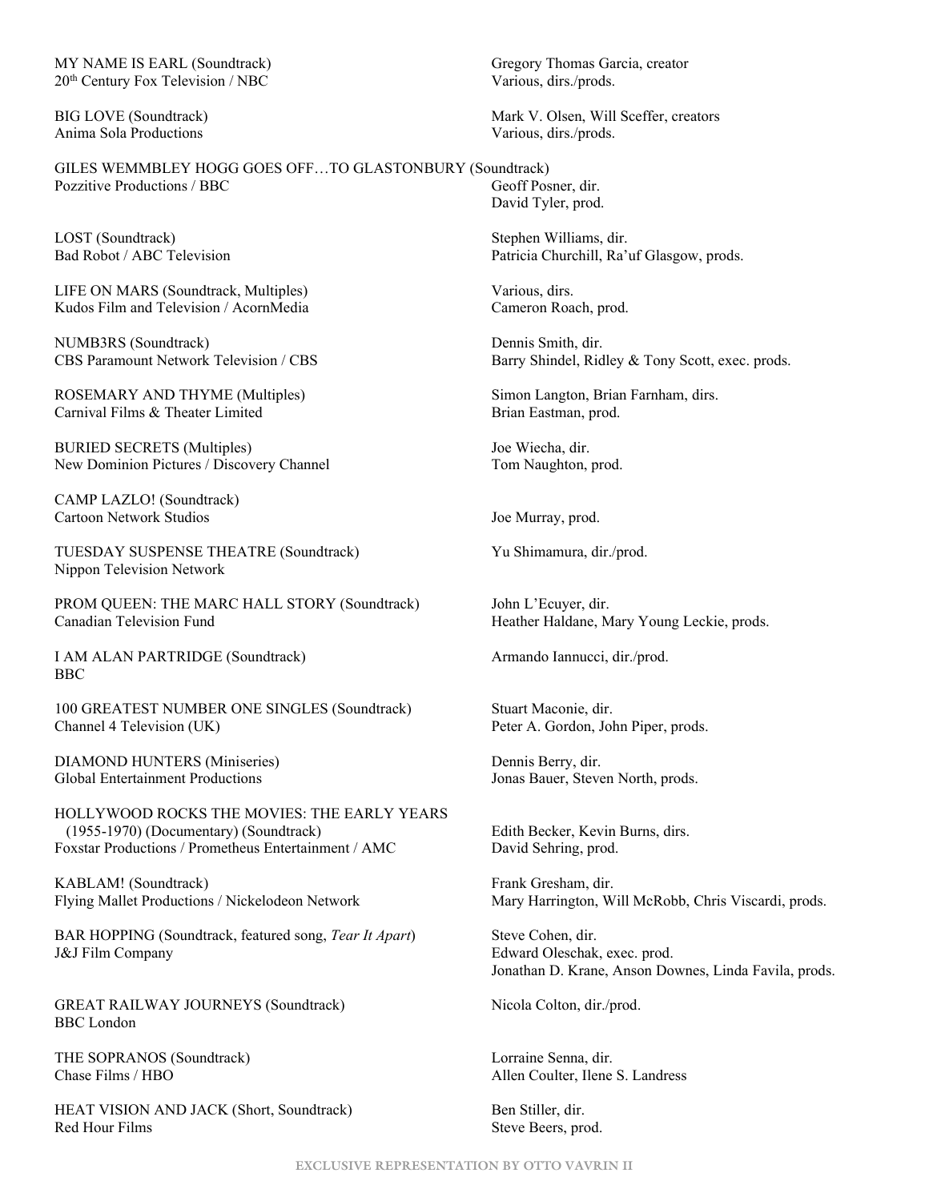MY NAME IS EARL (Soundtrack)
20th Century Fox Television / NBC
Gregory Thomas Garcia, creator
Various, dirs./prods.

BIG LOVE (Soundtrack)
Anima Sola Productions
Mark V. Olsen, Will Sceffer, creators
Various, dirs./prods.

GILES WEMMBLEY HOGG GOES OFF…TO GLASTONBURY (Soundtrack)
Pozzitive Productions / BBC
Geoff Posner, dir.
David Tyler, prod.

LOST (Soundtrack)
Bad Robot / ABC Television
Stephen Williams, dir.
Patricia Churchill, Ra'uf Glasgow, prods.

LIFE ON MARS (Soundtrack, Multiples)
Kudos Film and Television / AcornMedia
Various, dirs.
Cameron Roach, prod.

NUMB3RS (Soundtrack)
CBS Paramount Network Television / CBS
Dennis Smith, dir.
Barry Shindel, Ridley & Tony Scott, exec. prods.

ROSEMARY AND THYME (Multiples)
Carnival Films & Theater Limited
Simon Langton, Brian Farnham, dirs.
Brian Eastman, prod.

BURIED SECRETS (Multiples)
New Dominion Pictures / Discovery Channel
Joe Wiecha, dir.
Tom Naughton, prod.

CAMP LAZLO! (Soundtrack)
Cartoon Network Studios
Joe Murray, prod.

TUESDAY SUSPENSE THEATRE (Soundtrack)
Nippon Television Network
Yu Shimamura, dir./prod.

PROM QUEEN: THE MARC HALL STORY (Soundtrack)
Canadian Television Fund
John L'Ecuyer, dir.
Heather Haldane, Mary Young Leckie, prods.

I AM ALAN PARTRIDGE (Soundtrack)
BBC
Armando Iannucci, dir./prod.

100 GREATEST NUMBER ONE SINGLES (Soundtrack)
Channel 4 Television (UK)
Stuart Maconie, dir.
Peter A. Gordon, John Piper, prods.

DIAMOND HUNTERS (Miniseries)
Global Entertainment Productions
Dennis Berry, dir.
Jonas Bauer, Steven North, prods.

HOLLYWOOD ROCKS THE MOVIES: THE EARLY YEARS (1955-1970) (Documentary) (Soundtrack)
Foxstar Productions / Prometheus Entertainment / AMC
Edith Becker, Kevin Burns, dirs.
David Sehring, prod.

KABLAM! (Soundtrack)
Flying Mallet Productions / Nickelodeon Network
Frank Gresham, dir.
Mary Harrington, Will McRobb, Chris Viscardi, prods.

BAR HOPPING (Soundtrack, featured song, *Tear It Apart*)
J&J Film Company
Steve Cohen, dir.
Edward Oleschak, exec. prod.
Jonathan D. Krane, Anson Downes, Linda Favila, prods.

GREAT RAILWAY JOURNEYS (Soundtrack)
BBC London
Nicola Colton, dir./prod.

THE SOPRANOS (Soundtrack)
Chase Films / HBO
Lorraine Senna, dir.
Allen Coulter, Ilene S. Landress

HEAT VISION AND JACK (Short, Soundtrack)
Red Hour Films
Ben Stiller, dir.
Steve Beers, prod.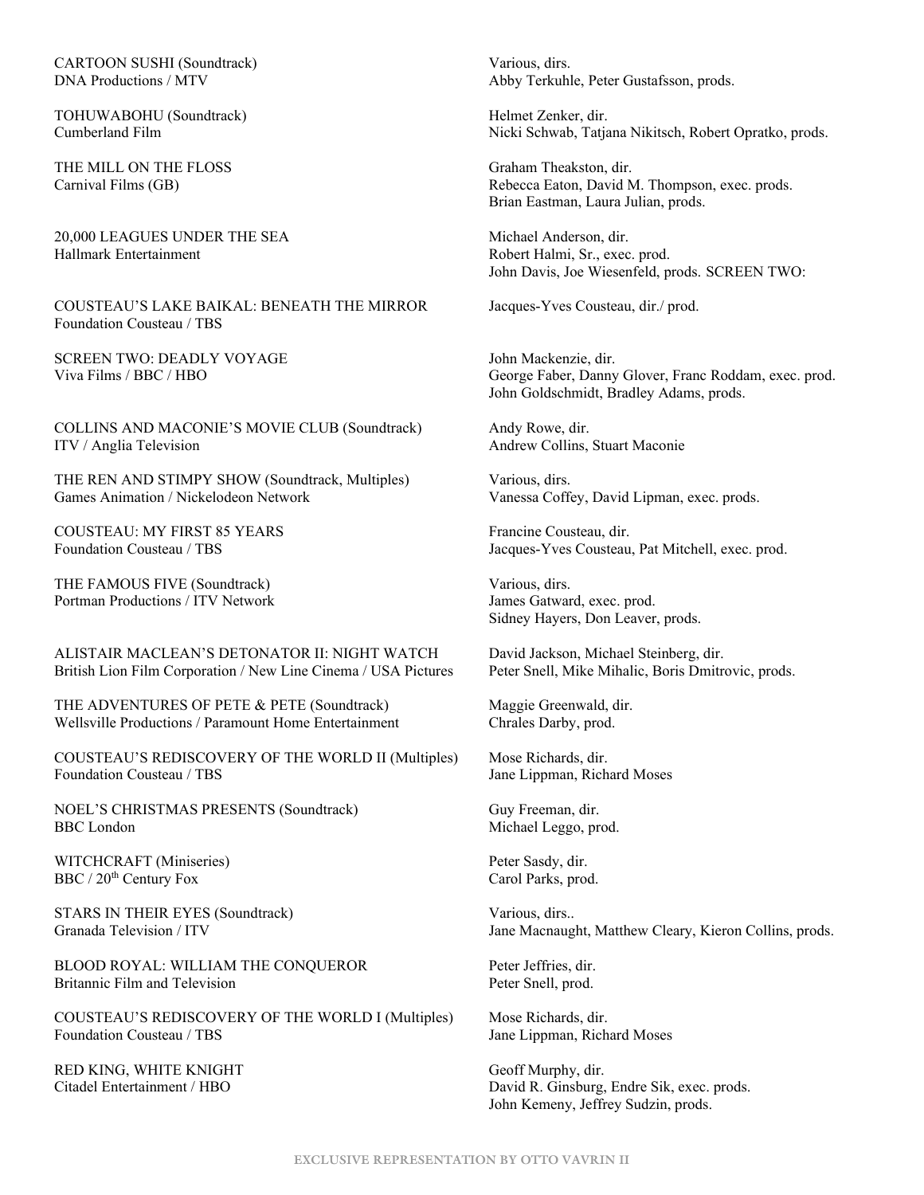CARTOON SUSHI (Soundtrack)
DNA Productions / MTV

Various, dirs.
Abby Terkuhle, Peter Gustafsson, prods.

TOHUWABOHU (Soundtrack)
Cumberland Film

Helmet Zenker, dir.
Nicki Schwab, Tatjana Nikitsch, Robert Opratko, prods.

THE MILL ON THE FLOSS
Carnival Films (GB)

Graham Theakston, dir.
Rebecca Eaton, David M. Thompson, exec. prods.
Brian Eastman, Laura Julian, prods.

20,000 LEAGUES UNDER THE SEA
Hallmark Entertainment

Michael Anderson, dir.
Robert Halmi, Sr., exec. prod.
John Davis, Joe Wiesenfeld, prods. SCREEN TWO:

COUSTEAU'S LAKE BAIKAL: BENEATH THE MIRROR
Foundation Cousteau / TBS

Jacques-Yves Cousteau, dir./ prod.

SCREEN TWO: DEADLY VOYAGE
Viva Films / BBC / HBO

John Mackenzie, dir.
George Faber, Danny Glover, Franc Roddam, exec. prod.
John Goldschmidt, Bradley Adams, prods.

COLLINS AND MACONIE'S MOVIE CLUB (Soundtrack)
ITV / Anglia Television

Andy Rowe, dir.
Andrew Collins, Stuart Maconie

THE REN AND STIMPY SHOW (Soundtrack, Multiples)
Games Animation / Nickelodeon Network

Various, dirs.
Vanessa Coffey, David Lipman, exec. prods.

COUSTEAU: MY FIRST 85 YEARS
Foundation Cousteau / TBS

Francine Cousteau, dir.
Jacques-Yves Cousteau, Pat Mitchell, exec. prod.

THE FAMOUS FIVE (Soundtrack)
Portman Productions / ITV Network

Various, dirs.
James Gatward, exec. prod.
Sidney Hayers, Don Leaver, prods.

ALISTAIR MACLEAN'S DETONATOR II: NIGHT WATCH
British Lion Film Corporation / New Line Cinema / USA Pictures

David Jackson, Michael Steinberg, dir.
Peter Snell, Mike Mihalic, Boris Dmitrovic, prods.

THE ADVENTURES OF PETE & PETE (Soundtrack)
Wellsville Productions / Paramount Home Entertainment

Maggie Greenwald, dir.
Chrales Darby, prod.

COUSTEAU'S REDISCOVERY OF THE WORLD II (Multiples)
Foundation Cousteau / TBS

Mose Richards, dir.
Jane Lippman, Richard Moses

NOEL'S CHRISTMAS PRESENTS (Soundtrack)
BBC London

Guy Freeman, dir.
Michael Leggo, prod.

WITCHCRAFT (Miniseries)
BBC / 20th Century Fox

Peter Sasdy, dir.
Carol Parks, prod.

STARS IN THEIR EYES (Soundtrack)
Granada Television / ITV

Various, dirs..
Jane Macnaught, Matthew Cleary, Kieron Collins, prods.

BLOOD ROYAL: WILLIAM THE CONQUEROR
Britannic Film and Television

Peter Jeffries, dir.
Peter Snell, prod.

COUSTEAU'S REDISCOVERY OF THE WORLD I (Multiples)
Foundation Cousteau / TBS

Mose Richards, dir.
Jane Lippman, Richard Moses

RED KING, WHITE KNIGHT
Citadel Entertainment / HBO

Geoff Murphy, dir.
David R. Ginsburg, Endre Sik, exec. prods.
John Kemeny, Jeffrey Sudzin, prods.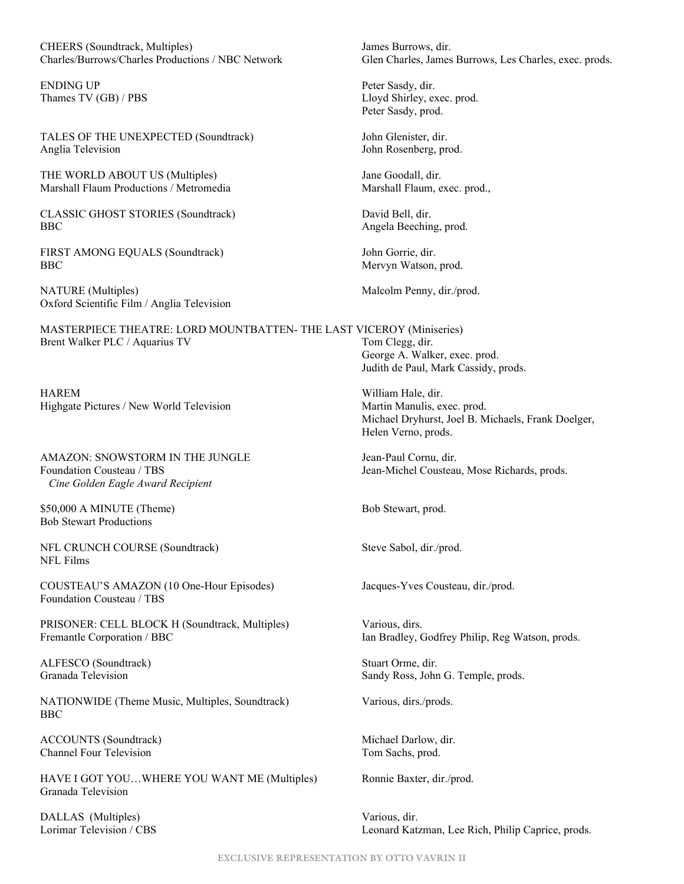CHEERS (Soundtrack, Multiples)
Charles/Burrows/Charles Productions / NBC Network
James Burrows, dir.
Glen Charles, James Burrows, Les Charles, exec. prods.

ENDING UP
Thames TV (GB) / PBS
Peter Sasdy, dir.
Lloyd Shirley, exec. prod.
Peter Sasdy, prod.

TALES OF THE UNEXPECTED (Soundtrack)
Anglia Television
John Glenister, dir.
John Rosenberg, prod.

THE WORLD ABOUT US (Multiples)
Marshall Flaum Productions / Metromedia
Jane Goodall, dir.
Marshall Flaum, exec. prod.,

CLASSIC GHOST STORIES (Soundtrack)
BBC
David Bell, dir.
Angela Beeching, prod.

FIRST AMONG EQUALS (Soundtrack)
BBC
John Gorrie, dir.
Mervyn Watson, prod.

NATURE (Multiples)
Oxford Scientific Film / Anglia Television
Malcolm Penny, dir./prod.

MASTERPIECE THEATRE: LORD MOUNTBATTEN- THE LAST VICEROY (Miniseries)
Brent Walker PLC / Aquarius TV
Tom Clegg, dir.
George A. Walker, exec. prod.
Judith de Paul, Mark Cassidy, prods.

HAREM
Highgate Pictures / New World Television
William Hale, dir.
Martin Manulis, exec. prod.
Michael Dryhurst, Joel B. Michaels, Frank Doelger, Helen Verno, prods.

AMAZON: SNOWSTORM IN THE JUNGLE
Foundation Cousteau / TBS
*Cine Golden Eagle Award Recipient*
Jean-Paul Cornu, dir.
Jean-Michel Cousteau, Mose Richards, prods.

$50,000 A MINUTE (Theme)
Bob Stewart Productions
Bob Stewart, prod.

NFL CRUNCH COURSE (Soundtrack)
NFL Films
Steve Sabol, dir./prod.

COUSTEAU'S AMAZON (10 One-Hour Episodes)
Foundation Cousteau / TBS
Jacques-Yves Cousteau, dir./prod.

PRISONER: CELL BLOCK H (Soundtrack, Multiples)
Fremantle Corporation / BBC
Various, dirs.
Ian Bradley, Godfrey Philip, Reg Watson, prods.

ALFESCO (Soundtrack)
Granada Television
Stuart Orme, dir.
Sandy Ross, John G. Temple, prods.

NATIONWIDE (Theme Music, Multiples, Soundtrack)
BBC
Various, dirs./prods.

ACCOUNTS (Soundtrack)
Channel Four Television
Michael Darlow, dir.
Tom Sachs, prod.

HAVE I GOT YOU…WHERE YOU WANT ME (Multiples)
Granada Television
Ronnie Baxter, dir./prod.

DALLAS (Multiples)
Lorimar Television / CBS
Various, dir.
Leonard Katzman, Lee Rich, Philip Caprice, prods.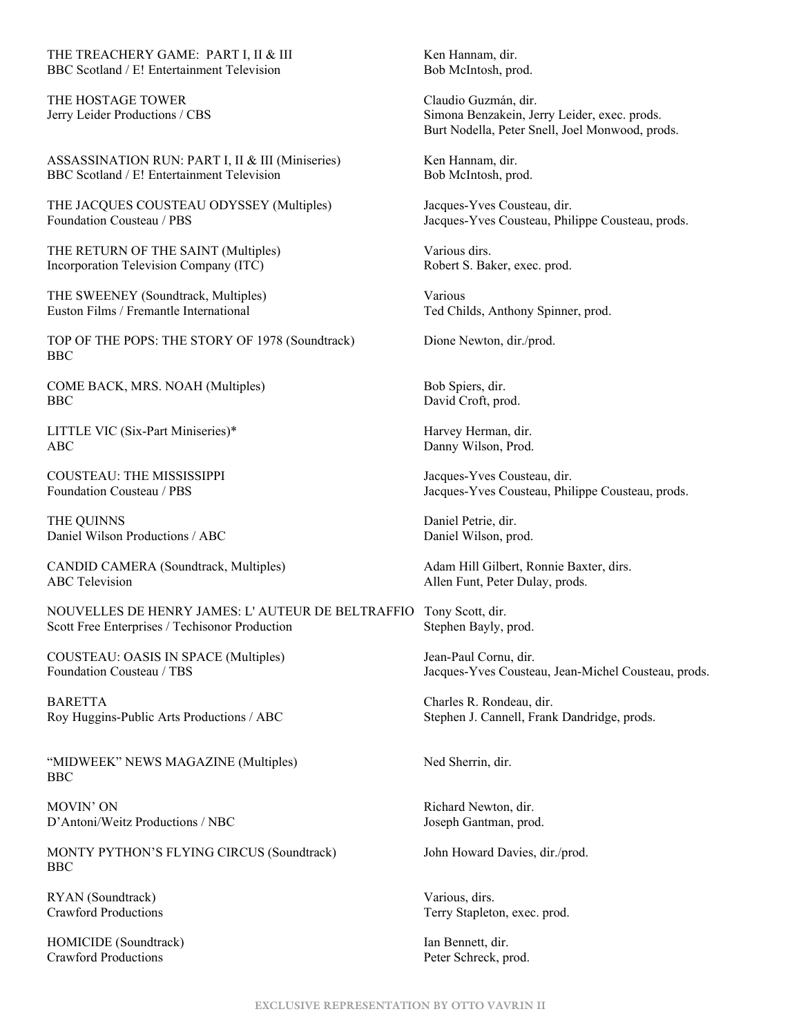THE TREACHERY GAME: PART I, II & III
BBC Scotland / E! Entertainment Television
Ken Hannam, dir.
Bob McIntosh, prod.

THE HOSTAGE TOWER
Jerry Leider Productions / CBS
Claudio Guzmán, dir.
Simona Benzakein, Jerry Leider, exec. prods.
Burt Nodella, Peter Snell, Joel Monwood, prods.

ASSASSINATION RUN: PART I, II & III (Miniseries)
BBC Scotland / E! Entertainment Television
Ken Hannam, dir.
Bob McIntosh, prod.

THE JACQUES COUSTEAU ODYSSEY (Multiples)
Foundation Cousteau / PBS
Jacques-Yves Cousteau, dir.
Jacques-Yves Cousteau, Philippe Cousteau, prods.

THE RETURN OF THE SAINT (Multiples)
Incorporation Television Company (ITC)
Various dirs.
Robert S. Baker, exec. prod.

THE SWEENEY (Soundtrack, Multiples)
Euston Films / Fremantle International
Various
Ted Childs, Anthony Spinner, prod.

TOP OF THE POPS: THE STORY OF 1978 (Soundtrack)
BBC
Dione Newton, dir./prod.

COME BACK, MRS. NOAH (Multiples)
BBC
Bob Spiers, dir.
David Croft, prod.

LITTLE VIC (Six-Part Miniseries)*
ABC
Harvey Herman, dir.
Danny Wilson, Prod.

COUSTEAU: THE MISSISSIPPI
Foundation Cousteau / PBS
Jacques-Yves Cousteau, dir.
Jacques-Yves Cousteau, Philippe Cousteau, prods.

THE QUINNS
Daniel Wilson Productions / ABC
Daniel Petrie, dir.
Daniel Wilson, prod.

CANDID CAMERA (Soundtrack, Multiples)
ABC Television
Adam Hill Gilbert, Ronnie Baxter, dirs.
Allen Funt, Peter Dulay, prods.

NOUVELLES DE HENRY JAMES: L' AUTEUR DE BELTRAFFIO
Scott Free Enterprises / Techisonor Production
Tony Scott, dir.
Stephen Bayly, prod.

COUSTEAU: OASIS IN SPACE (Multiples)
Foundation Cousteau / TBS
Jean-Paul Cornu, dir.
Jacques-Yves Cousteau, Jean-Michel Cousteau, prods.

BARETTA
Roy Huggins-Public Arts Productions / ABC
Charles R. Rondeau, dir.
Stephen J. Cannell, Frank Dandridge, prods.

"MIDWEEK" NEWS MAGAZINE (Multiples)
BBC
Ned Sherrin, dir.

MOVIN' ON
D'Antoni/Weitz Productions / NBC
Richard Newton, dir.
Joseph Gantman, prod.

MONTY PYTHON'S FLYING CIRCUS (Soundtrack)
BBC
John Howard Davies, dir./prod.

RYAN (Soundtrack)
Crawford Productions
Various, dirs.
Terry Stapleton, exec. prod.

HOMICIDE (Soundtrack)
Crawford Productions
Ian Bennett, dir.
Peter Schreck, prod.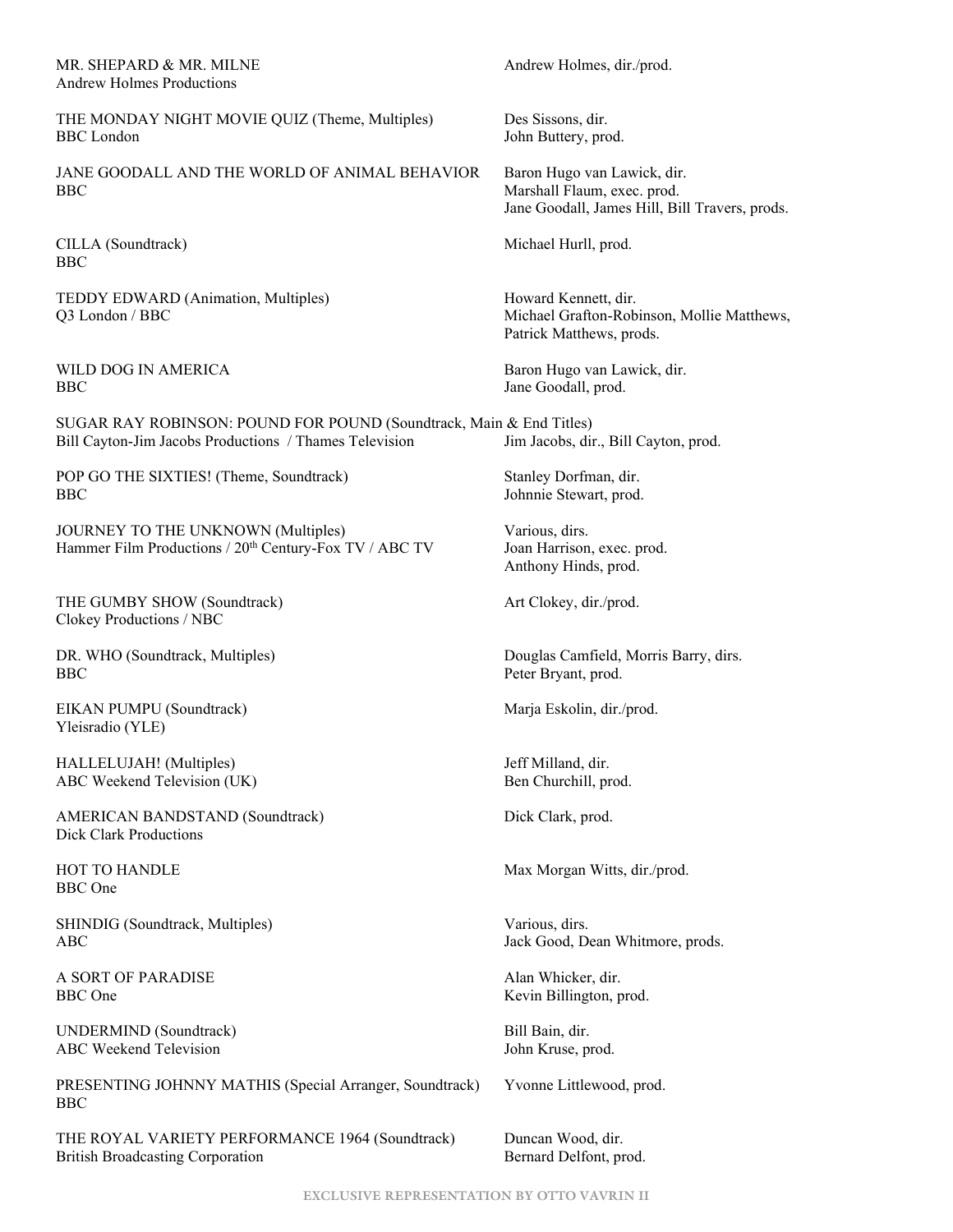MR. SHEPARD & MR. MILNE
Andrew Holmes Productions
Andrew Holmes, dir./prod.

THE MONDAY NIGHT MOVIE QUIZ (Theme, Multiples)
BBC London
Des Sissons, dir.
John Buttery, prod.

JANE GOODALL AND THE WORLD OF ANIMAL BEHAVIOR
BBC
Baron Hugo van Lawick, dir.
Marshall Flaum, exec. prod.
Jane Goodall, James Hill, Bill Travers, prods.

CILLA (Soundtrack)
BBC
Michael Hurll, prod.

TEDDY EDWARD (Animation, Multiples)
Q3 London / BBC
Howard Kennett, dir.
Michael Grafton-Robinson, Mollie Matthews, Patrick Matthews, prods.

WILD DOG IN AMERICA
BBC
Baron Hugo van Lawick, dir.
Jane Goodall, prod.

SUGAR RAY ROBINSON: POUND FOR POUND (Soundtrack, Main & End Titles)
Bill Cayton-Jim Jacobs Productions / Thames Television
Jim Jacobs, dir., Bill Cayton, prod.

POP GO THE SIXTIES! (Theme, Soundtrack)
BBC
Stanley Dorfman, dir.
Johnnie Stewart, prod.

JOURNEY TO THE UNKNOWN (Multiples)
Hammer Film Productions / 20th Century-Fox TV / ABC TV
Various, dirs.
Joan Harrison, exec. prod.
Anthony Hinds, prod.

THE GUMBY SHOW (Soundtrack)
Clokey Productions / NBC
Art Clokey, dir./prod.

DR. WHO (Soundtrack, Multiples)
BBC
Douglas Camfield, Morris Barry, dirs.
Peter Bryant, prod.

EIKAN PUMPU (Soundtrack)
Yleisradio (YLE)
Marja Eskolin, dir./prod.

HALLELUJAH! (Multiples)
ABC Weekend Television (UK)
Jeff Milland, dir.
Ben Churchill, prod.

AMERICAN BANDSTAND (Soundtrack)
Dick Clark Productions
Dick Clark, prod.

HOT TO HANDLE
BBC One
Max Morgan Witts, dir./prod.

SHINDIG (Soundtrack, Multiples)
ABC
Various, dirs.
Jack Good, Dean Whitmore, prods.

A SORT OF PARADISE
BBC One
Alan Whicker, dir.
Kevin Billington, prod.

UNDERMIND (Soundtrack)
ABC Weekend Television
Bill Bain, dir.
John Kruse, prod.

PRESENTING JOHNNY MATHIS (Special Arranger, Soundtrack)
BBC
Yvonne Littlewood, prod.

THE ROYAL VARIETY PERFORMANCE 1964 (Soundtrack)
British Broadcasting Corporation
Duncan Wood, dir.
Bernard Delfont, prod.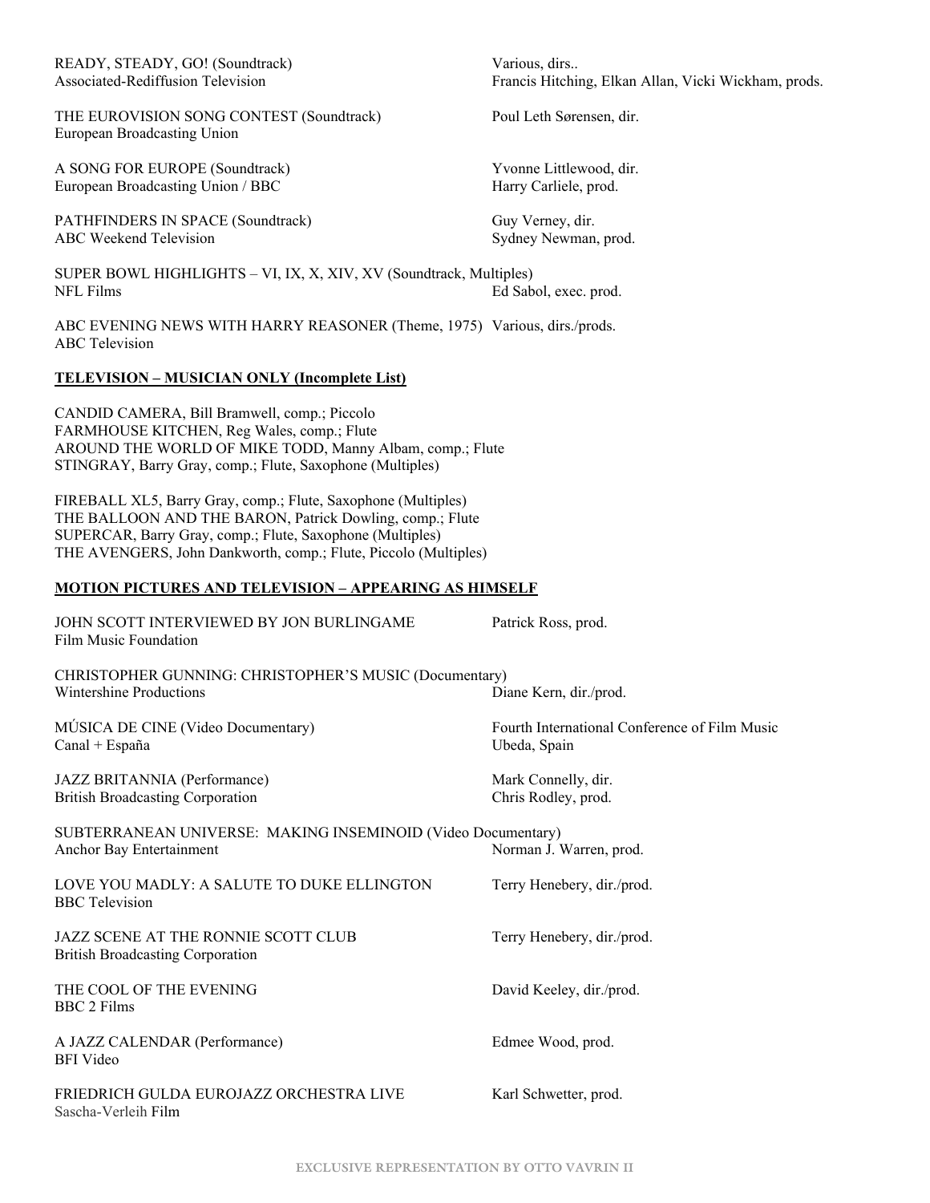READY, STEADY, GO! (Soundtrack) — Various, dirs..
Associated-Rediffusion Television — Francis Hitching, Elkan Allan, Vicki Wickham, prods.

THE EUROVISION SONG CONTEST (Soundtrack) — Poul Leth Sørensen, dir.
European Broadcasting Union

A SONG FOR EUROPE (Soundtrack) — Yvonne Littlewood, dir.
European Broadcasting Union / BBC — Harry Carliele, prod.

PATHFINDERS IN SPACE (Soundtrack) — Guy Verney, dir.
ABC Weekend Television — Sydney Newman, prod.

SUPER BOWL HIGHLIGHTS – VI, IX, X, XIV, XV (Soundtrack, Multiples)
NFL Films — Ed Sabol, exec. prod.

ABC EVENING NEWS WITH HARRY REASONER (Theme, 1975) — Various, dirs./prods.
ABC Television

## TELEVISION – MUSICIAN ONLY (Incomplete List)

CANDID CAMERA, Bill Bramwell, comp.; Piccolo
FARMHOUSE KITCHEN, Reg Wales, comp.; Flute
AROUND THE WORLD OF MIKE TODD, Manny Albam, comp.; Flute
STINGRAY, Barry Gray, comp.; Flute, Saxophone (Multiples)

FIREBALL XL5, Barry Gray, comp.; Flute, Saxophone (Multiples)
THE BALLOON AND THE BARON, Patrick Dowling, comp.; Flute
SUPERCAR, Barry Gray, comp.; Flute, Saxophone (Multiples)
THE AVENGERS, John Dankworth, comp.; Flute, Piccolo (Multiples)

## MOTION PICTURES AND TELEVISION – APPEARING AS HIMSELF

JOHN SCOTT INTERVIEWED BY JON BURLINGAME — Patrick Ross, prod.
Film Music Foundation

CHRISTOPHER GUNNING: CHRISTOPHER'S MUSIC (Documentary)
Wintershine Productions — Diane Kern, dir./prod.

MÚSICA DE CINE (Video Documentary) — Fourth International Conference of Film Music
Canal + España — Ubeda, Spain

JAZZ BRITANNIA (Performance) — Mark Connelly, dir.
British Broadcasting Corporation — Chris Rodley, prod.

SUBTERRANEAN UNIVERSE: MAKING INSEMINOID (Video Documentary)
Anchor Bay Entertainment — Norman J. Warren, prod.

LOVE YOU MADLY: A SALUTE TO DUKE ELLINGTON — Terry Henebery, dir./prod.
BBC Television

JAZZ SCENE AT THE RONNIE SCOTT CLUB — Terry Henebery, dir./prod.
British Broadcasting Corporation

THE COOL OF THE EVENING — David Keeley, dir./prod.
BBC 2 Films

A JAZZ CALENDAR (Performance) — Edmee Wood, prod.
BFI Video

FRIEDRICH GULDA EUROJAZZ ORCHESTRA LIVE — Karl Schwetter, prod.
Sascha-Verleih Film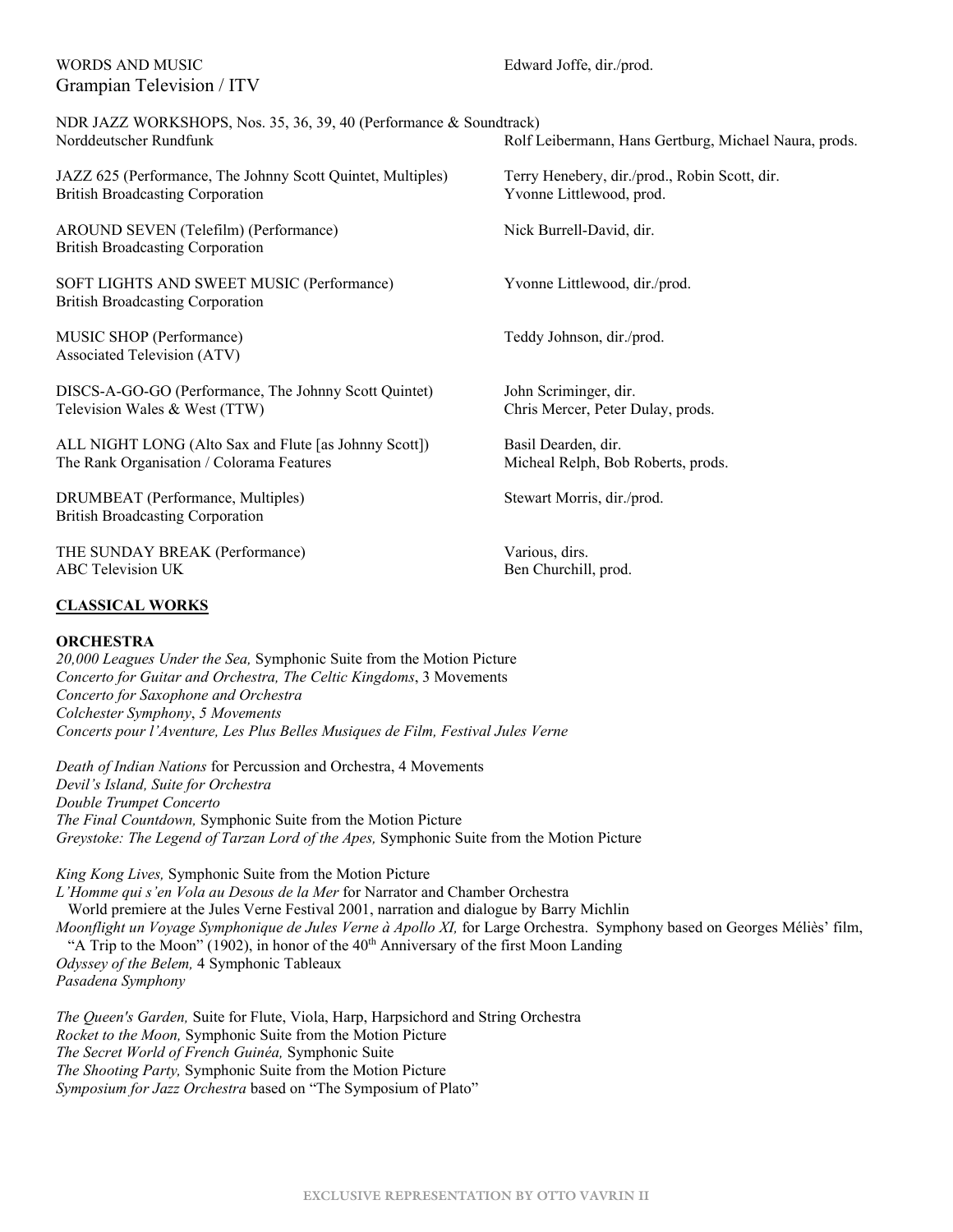WORDS AND MUSIC — Edward Joffe, dir./prod.
Grampian Television / ITV

NDR JAZZ WORKSHOPS, Nos. 35, 36, 39, 40 (Performance & Soundtrack)
Norddeutscher Rundfunk — Rolf Leibermann, Hans Gertburg, Michael Naura, prods.

JAZZ 625 (Performance, The Johnny Scott Quintet, Multiples) — Terry Henebery, dir./prod., Robin Scott, dir.
British Broadcasting Corporation — Yvonne Littlewood, prod.

AROUND SEVEN (Telefilm) (Performance) — Nick Burrell-David, dir.
British Broadcasting Corporation

SOFT LIGHTS AND SWEET MUSIC (Performance) — Yvonne Littlewood, dir./prod.
British Broadcasting Corporation

MUSIC SHOP (Performance) — Teddy Johnson, dir./prod.
Associated Television (ATV)

DISCS-A-GO-GO (Performance, The Johnny Scott Quintet) — John Scriminger, dir.
Television Wales & West (TTW) — Chris Mercer, Peter Dulay, prods.

ALL NIGHT LONG (Alto Sax and Flute [as Johnny Scott]) — Basil Dearden, dir.
The Rank Organisation / Colorama Features — Micheal Relph, Bob Roberts, prods.

DRUMBEAT (Performance, Multiples) — Stewart Morris, dir./prod.
British Broadcasting Corporation

THE SUNDAY BREAK (Performance) — Various, dirs.
ABC Television UK — Ben Churchill, prod.

## CLASSICAL WORKS

### ORCHESTRA

*20,000 Leagues Under the Sea,* Symphonic Suite from the Motion Picture
*Concerto for Guitar and Orchestra, The Celtic Kingdoms*, 3 Movements
*Concerto for Saxophone and Orchestra*
*Colchester Symphony*, *5 Movements*
*Concerts pour l'Aventure, Les Plus Belles Musiques de Film, Festival Jules Verne*

*Death of Indian Nations* for Percussion and Orchestra, 4 Movements
*Devil's Island, Suite for Orchestra*
*Double Trumpet Concerto*
*The Final Countdown,* Symphonic Suite from the Motion Picture
*Greystoke: The Legend of Tarzan Lord of the Apes,* Symphonic Suite from the Motion Picture

*King Kong Lives,* Symphonic Suite from the Motion Picture
*L'Homme qui s'en Vola au Desous de la Mer* for Narrator and Chamber Orchestra
World premiere at the Jules Verne Festival 2001, narration and dialogue by Barry Michlin
*Moonflight un Voyage Symphonique de Jules Verne à Apollo XI,* for Large Orchestra. Symphony based on Georges Méliès' film, "A Trip to the Moon" (1902), in honor of the 40th Anniversary of the first Moon Landing
*Odyssey of the Belem,* 4 Symphonic Tableaux
*Pasadena Symphony*

*The Queen's Garden,* Suite for Flute, Viola, Harp, Harpsichord and String Orchestra
*Rocket to the Moon,* Symphonic Suite from the Motion Picture
*The Secret World of French Guinéa,* Symphonic Suite
*The Shooting Party,* Symphonic Suite from the Motion Picture
*Symposium for Jazz Orchestra* based on "The Symposium of Plato"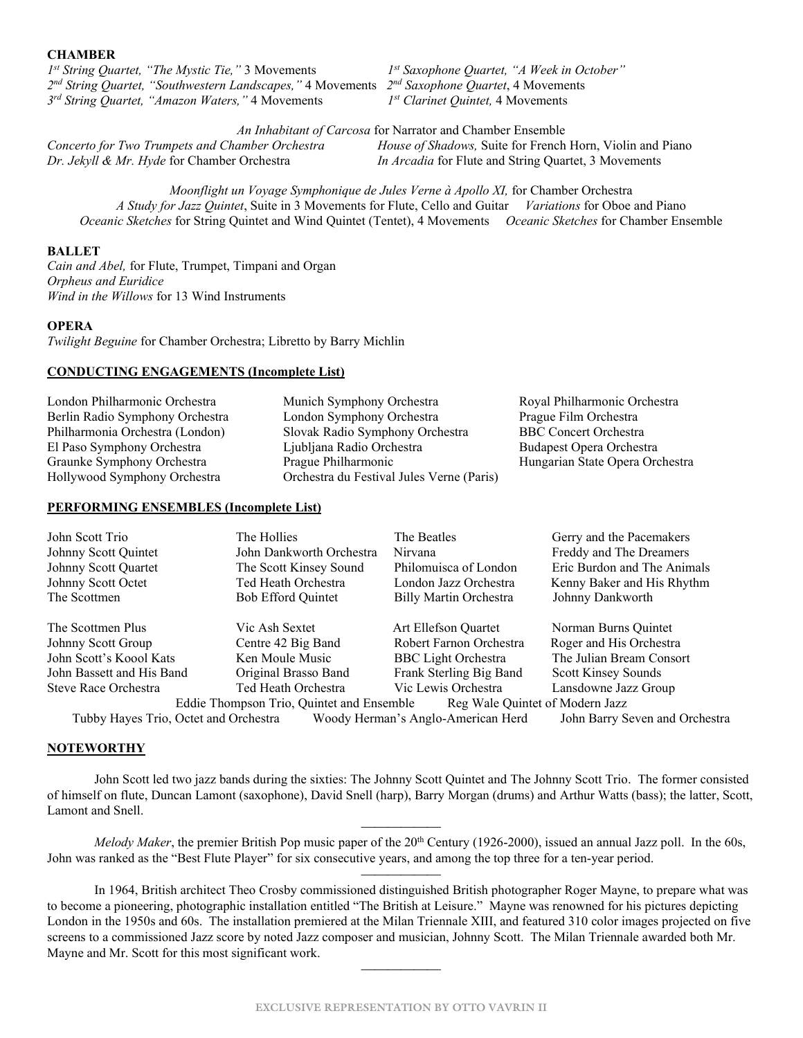**CHAMBER**

*1st String Quartet, "The Mystic Tie,"* 3 Movements
*2nd String Quartet, "Southwestern Landscapes,"* 4 Movements
*3rd String Quartet, "Amazon Waters,"* 4 Movements
*1st Saxophone Quartet, "A Week in October"*
*2nd Saxophone Quartet*, 4 Movements
*1st Clarinet Quintet,* 4 Movements

*An Inhabitant of Carcosa* for Narrator and Chamber Ensemble
*Concerto for Two Trumpets and Chamber Orchestra*
*Dr. Jekyll & Mr. Hyde* for Chamber Orchestra
*House of Shadows,* Suite for French Horn, Violin and Piano
*In Arcadia* for Flute and String Quartet, 3 Movements

*Moonflight un Voyage Symphonique de Jules Verne à Apollo XI,* for Chamber Orchestra
*A Study for Jazz Quintet*, Suite in 3 Movements for Flute, Cello and Guitar
*Variations* for Oboe and Piano
*Oceanic Sketches* for String Quintet and Wind Quintet (Tentet), 4 Movements
*Oceanic Sketches* for Chamber Ensemble

**BALLET**

*Cain and Abel,* for Flute, Trumpet, Timpani and Organ
*Orpheus and Euridice*
*Wind in the Willows* for 13 Wind Instruments

**OPERA**

*Twilight Beguine* for Chamber Orchestra; Libretto by Barry Michlin

**CONDUCTING ENGAGEMENTS (Incomplete List)**

London Philharmonic Orchestra
Berlin Radio Symphony Orchestra
Philharmonia Orchestra (London)
El Paso Symphony Orchestra
Graunke Symphony Orchestra
Hollywood Symphony Orchestra
Munich Symphony Orchestra
London Symphony Orchestra
Slovak Radio Symphony Orchestra
Ljubljana Radio Orchestra
Prague Philharmonic
Orchestra du Festival Jules Verne (Paris)
Royal Philharmonic Orchestra
Prague Film Orchestra
BBC Concert Orchestra
Budapest Opera Orchestra
Hungarian State Opera Orchestra

**PERFORMING ENSEMBLES (Incomplete List)**

John Scott Trio
Johnny Scott Quintet
Johnny Scott Quartet
Johnny Scott Octet
The Scottmen
The Hollies
John Dankworth Orchestra
The Scott Kinsey Sound
Ted Heath Orchestra
Bob Efford Quintet
The Beatles
Nirvana
Philomuisca of London
London Jazz Orchestra
Billy Martin Orchestra
Gerry and the Pacemakers
Freddy and The Dreamers
Eric Burdon and The Animals
Kenny Baker and His Rhythm
Johnny Dankworth

The Scottmen Plus
Johnny Scott Group
John Scott's Koool Kats
John Bassett and His Band
Steve Race Orchestra
Vic Ash Sextet
Centre 42 Big Band
Ken Moule Music
Original Brasso Band
Ted Heath Orchestra
Art Ellefson Quartet
Robert Farnon Orchestra
BBC Light Orchestra
Frank Sterling Big Band
Vic Lewis Orchestra
Norman Burns Quintet
Roger and His Orchestra
The Julian Bream Consort
Scott Kinsey Sounds
Lansdowne Jazz Group
Eddie Thompson Trio, Quintet and Ensemble
Reg Wale Quintet of Modern Jazz
Tubby Hayes Trio, Octet and Orchestra
Woody Herman's Anglo-American Herd
John Barry Seven and Orchestra

**NOTEWORTHY**

John Scott led two jazz bands during the sixties: The Johnny Scott Quintet and The Johnny Scott Trio. The former consisted of himself on flute, Duncan Lamont (saxophone), David Snell (harp), Barry Morgan (drums) and Arthur Watts (bass); the latter, Scott, Lamont and Snell.

---

*Melody Maker*, the premier British Pop music paper of the 20th Century (1926-2000), issued an annual Jazz poll. In the 60s, John was ranked as the "Best Flute Player" for six consecutive years, and among the top three for a ten-year period.

---

In 1964, British architect Theo Crosby commissioned distinguished British photographer Roger Mayne, to prepare what was to become a pioneering, photographic installation entitled "The British at Leisure." Mayne was renowned for his pictures depicting London in the 1950s and 60s. The installation premiered at the Milan Triennale XIII, and featured 310 color images projected on five screens to a commissioned Jazz score by noted Jazz composer and musician, Johnny Scott. The Milan Triennale awarded both Mr. Mayne and Mr. Scott for this most significant work.

---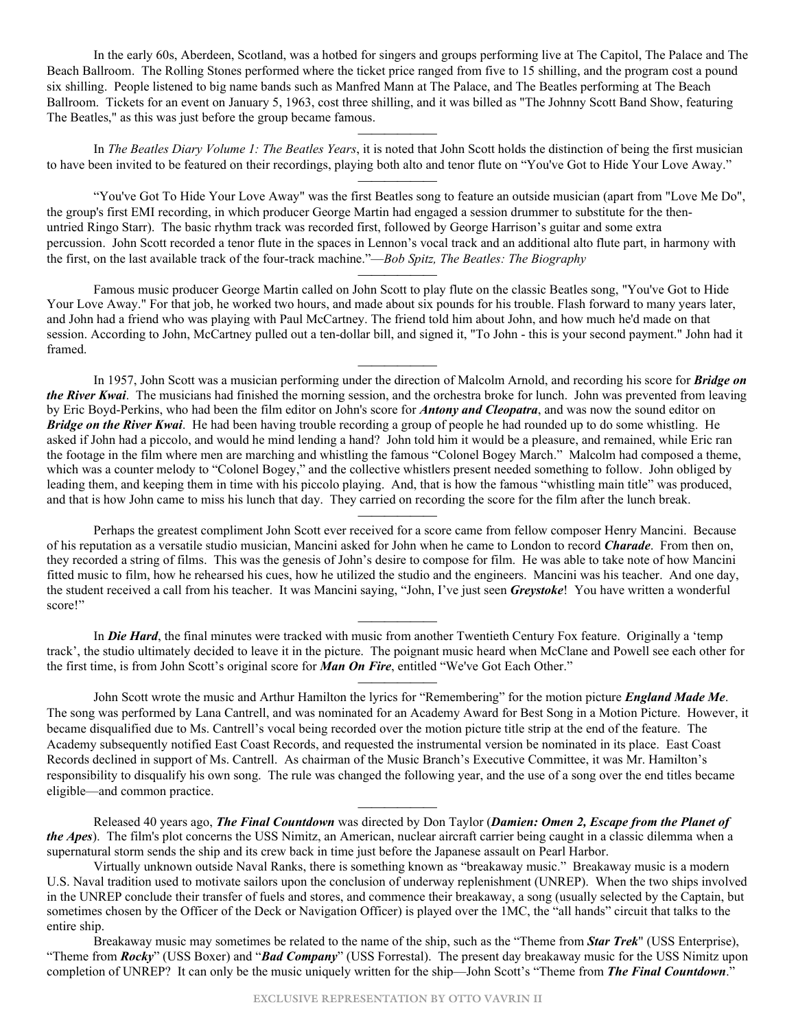In the early 60s, Aberdeen, Scotland, was a hotbed for singers and groups performing live at The Capitol, The Palace and The Beach Ballroom. The Rolling Stones performed where the ticket price ranged from five to 15 shilling, and the program cost a pound six shilling. People listened to big name bands such as Manfred Mann at The Palace, and The Beatles performing at The Beach Ballroom. Tickets for an event on January 5, 1963, cost three shilling, and it was billed as "The Johnny Scott Band Show, featuring The Beatles," as this was just before the group became famous.

---

In *The Beatles Diary Volume 1: The Beatles Years*, it is noted that John Scott holds the distinction of being the first musician to have been invited to be featured on their recordings, playing both alto and tenor flute on "You've Got to Hide Your Love Away."

---

"You've Got To Hide Your Love Away" was the first Beatles song to feature an outside musician (apart from "Love Me Do", the group's first EMI recording, in which producer George Martin had engaged a session drummer to substitute for the then-untried Ringo Starr). The basic rhythm track was recorded first, followed by George Harrison's guitar and some extra percussion. John Scott recorded a tenor flute in the spaces in Lennon's vocal track and an additional alto flute part, in harmony with the first, on the last available track of the four-track machine."—*Bob Spitz, The Beatles: The Biography*

---

Famous music producer George Martin called on John Scott to play flute on the classic Beatles song, "You've Got to Hide Your Love Away." For that job, he worked two hours, and made about six pounds for his trouble. Flash forward to many years later, and John had a friend who was playing with Paul McCartney. The friend told him about John, and how much he'd made on that session. According to John, McCartney pulled out a ten-dollar bill, and signed it, "To John - this is your second payment." John had it framed.

---

In 1957, John Scott was a musician performing under the direction of Malcolm Arnold, and recording his score for ***Bridge on the River Kwai***. The musicians had finished the morning session, and the orchestra broke for lunch. John was prevented from leaving by Eric Boyd-Perkins, who had been the film editor on John's score for ***Antony and Cleopatra***, and was now the sound editor on ***Bridge on the River Kwai***. He had been having trouble recording a group of people he had rounded up to do some whistling. He asked if John had a piccolo, and would he mind lending a hand? John told him it would be a pleasure, and remained, while Eric ran the footage in the film where men are marching and whistling the famous "Colonel Bogey March." Malcolm had composed a theme, which was a counter melody to "Colonel Bogey," and the collective whistlers present needed something to follow. John obliged by leading them, and keeping them in time with his piccolo playing. And, that is how the famous "whistling main title" was produced, and that is how John came to miss his lunch that day. They carried on recording the score for the film after the lunch break.

---

Perhaps the greatest compliment John Scott ever received for a score came from fellow composer Henry Mancini. Because of his reputation as a versatile studio musician, Mancini asked for John when he came to London to record ***Charade***. From then on, they recorded a string of films. This was the genesis of John's desire to compose for film. He was able to take note of how Mancini fitted music to film, how he rehearsed his cues, how he utilized the studio and the engineers. Mancini was his teacher. And one day, the student received a call from his teacher. It was Mancini saying, "John, I've just seen ***Greystoke***! You have written a wonderful score!"

---

In ***Die Hard***, the final minutes were tracked with music from another Twentieth Century Fox feature. Originally a 'temp track', the studio ultimately decided to leave it in the picture. The poignant music heard when McClane and Powell see each other for the first time, is from John Scott's original score for ***Man On Fire***, entitled "We've Got Each Other."

---

John Scott wrote the music and Arthur Hamilton the lyrics for "Remembering" for the motion picture ***England Made Me***. The song was performed by Lana Cantrell, and was nominated for an Academy Award for Best Song in a Motion Picture. However, it became disqualified due to Ms. Cantrell's vocal being recorded over the motion picture title strip at the end of the feature. The Academy subsequently notified East Coast Records, and requested the instrumental version be nominated in its place. East Coast Records declined in support of Ms. Cantrell. As chairman of the Music Branch's Executive Committee, it was Mr. Hamilton's responsibility to disqualify his own song. The rule was changed the following year, and the use of a song over the end titles became eligible—and common practice.

---

Released 40 years ago, ***The Final Countdown*** was directed by Don Taylor (***Damien: Omen 2, Escape from the Planet of the Apes***). The film's plot concerns the USS Nimitz, an American, nuclear aircraft carrier being caught in a classic dilemma when a supernatural storm sends the ship and its crew back in time just before the Japanese assault on Pearl Harbor.

Virtually unknown outside Naval Ranks, there is something known as "breakaway music." Breakaway music is a modern U.S. Naval tradition used to motivate sailors upon the conclusion of underway replenishment (UNREP). When the two ships involved in the UNREP conclude their transfer of fuels and stores, and commence their breakaway, a song (usually selected by the Captain, but sometimes chosen by the Officer of the Deck or Navigation Officer) is played over the 1MC, the "all hands" circuit that talks to the entire ship.

Breakaway music may sometimes be related to the name of the ship, such as the "Theme from ***Star Trek***" (USS Enterprise), "Theme from ***Rocky***" (USS Boxer) and "***Bad Company***" (USS Forrestal). The present day breakaway music for the USS Nimitz upon completion of UNREP? It can only be the music uniquely written for the ship—John Scott's "Theme from ***The Final Countdown***."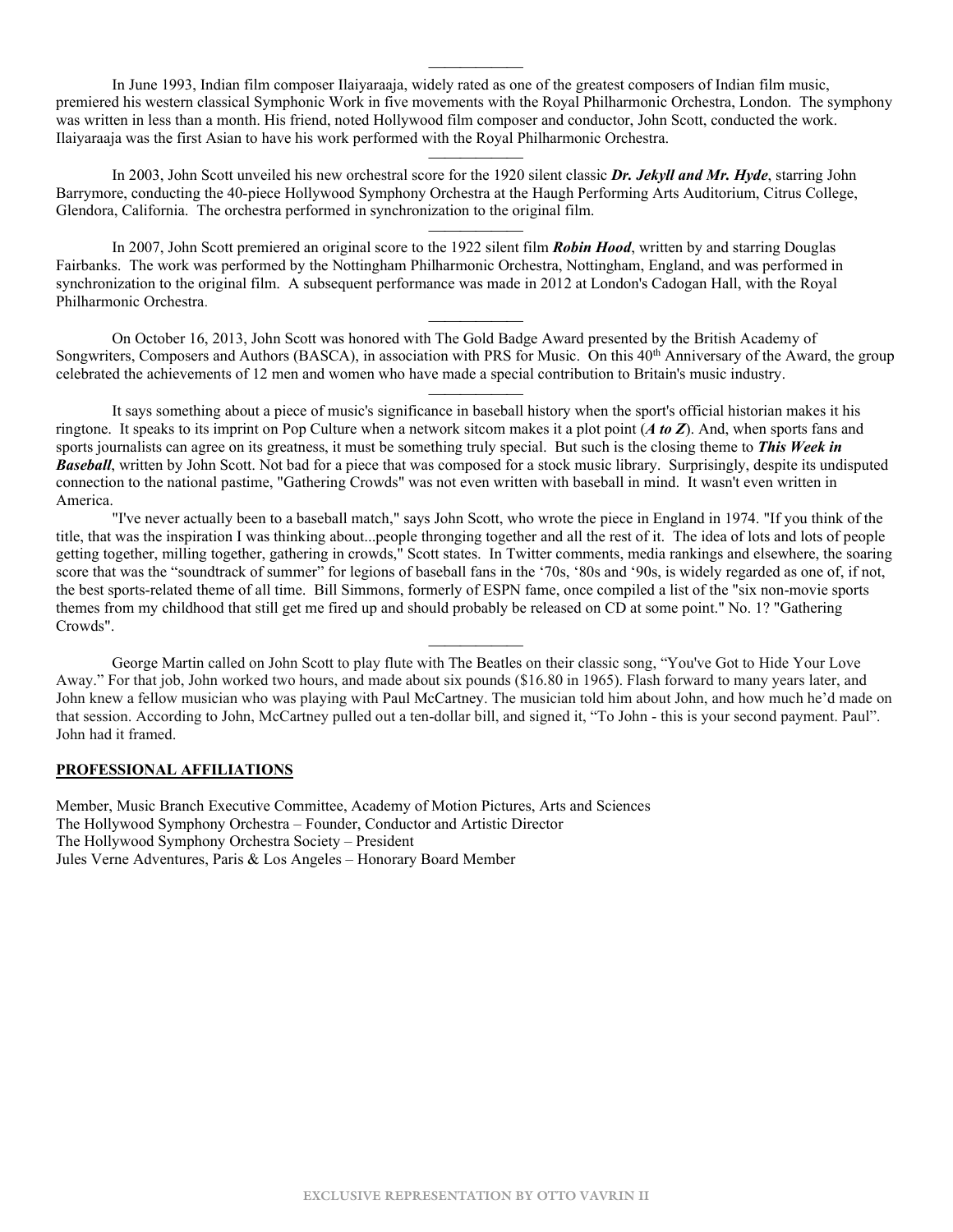———————

In June 1993, Indian film composer Ilaiyaraaja, widely rated as one of the greatest composers of Indian film music, premiered his western classical Symphonic Work in five movements with the Royal Philharmonic Orchestra, London. The symphony was written in less than a month. His friend, noted Hollywood film composer and conductor, John Scott, conducted the work. Ilaiyaraaja was the first Asian to have his work performed with the Royal Philharmonic Orchestra.

———————

In 2003, John Scott unveiled his new orchestral score for the 1920 silent classic ***Dr. Jekyll and Mr. Hyde***, starring John Barrymore, conducting the 40-piece Hollywood Symphony Orchestra at the Haugh Performing Arts Auditorium, Citrus College, Glendora, California. The orchestra performed in synchronization to the original film.

———————

In 2007, John Scott premiered an original score to the 1922 silent film ***Robin Hood***, written by and starring Douglas Fairbanks. The work was performed by the Nottingham Philharmonic Orchestra, Nottingham, England, and was performed in synchronization to the original film. A subsequent performance was made in 2012 at London's Cadogan Hall, with the Royal Philharmonic Orchestra.

———————

On October 16, 2013, John Scott was honored with The Gold Badge Award presented by the British Academy of Songwriters, Composers and Authors (BASCA), in association with PRS for Music. On this 40th Anniversary of the Award, the group celebrated the achievements of 12 men and women who have made a special contribution to Britain's music industry.

———————

It says something about a piece of music's significance in baseball history when the sport's official historian makes it his ringtone. It speaks to its imprint on Pop Culture when a network sitcom makes it a plot point (***A to Z***). And, when sports fans and sports journalists can agree on its greatness, it must be something truly special. But such is the closing theme to ***This Week in Baseball***, written by John Scott. Not bad for a piece that was composed for a stock music library. Surprisingly, despite its undisputed connection to the national pastime, "Gathering Crowds" was not even written with baseball in mind. It wasn't even written in America.

"I've never actually been to a baseball match," says John Scott, who wrote the piece in England in 1974. "If you think of the title, that was the inspiration I was thinking about...people thronging together and all the rest of it. The idea of lots and lots of people getting together, milling together, gathering in crowds," Scott states. In Twitter comments, media rankings and elsewhere, the soaring score that was the "soundtrack of summer" for legions of baseball fans in the '70s, '80s and '90s, is widely regarded as one of, if not, the best sports-related theme of all time. Bill Simmons, formerly of ESPN fame, once compiled a list of the "six non-movie sports themes from my childhood that still get me fired up and should probably be released on CD at some point." No. 1? "Gathering Crowds".

———————

George Martin called on John Scott to play flute with The Beatles on their classic song, "You've Got to Hide Your Love Away." For that job, John worked two hours, and made about six pounds ($16.80 in 1965). Flash forward to many years later, and John knew a fellow musician who was playing with Paul McCartney. The musician told him about John, and how much he'd made on that session. According to John, McCartney pulled out a ten-dollar bill, and signed it, "To John - this is your second payment. Paul". John had it framed.

## PROFESSIONAL AFFILIATIONS

Member, Music Branch Executive Committee, Academy of Motion Pictures, Arts and Sciences
The Hollywood Symphony Orchestra – Founder, Conductor and Artistic Director
The Hollywood Symphony Orchestra Society – President
Jules Verne Adventures, Paris & Los Angeles – Honorary Board Member